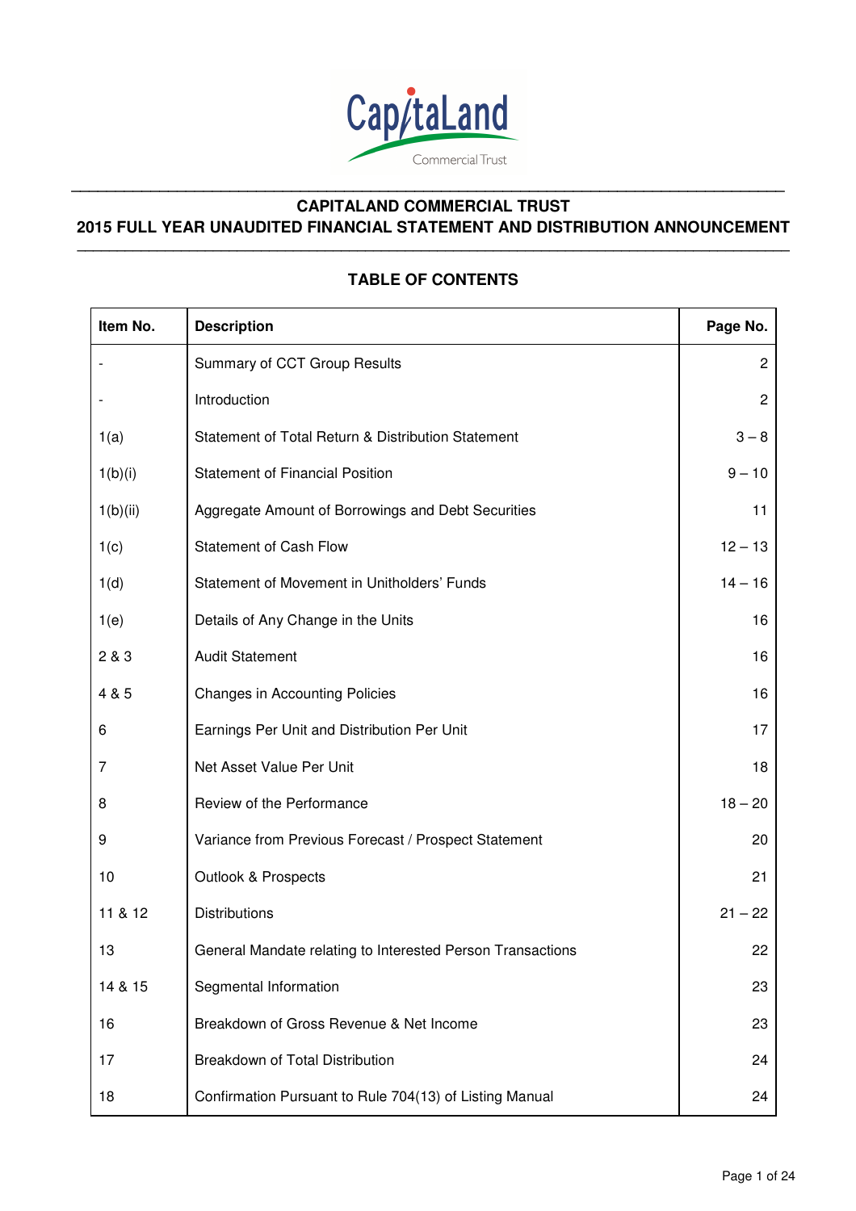# CAPITALAND COMMERCIAL TRUST

## 2015 FULL YEAR UNAUDITED FINANCIAL STATEMENT AND DISTRIBUTION ANNOUNCEMENT

### TABLE OF CONTENTS

| Item No. | Description | Page No. |
|---|---|---|
| - | Summary of CCT Group Results | 2 |
| - | Introduction | 2 |
| 1(a) | Statement of Total Return & Distribution Statement | 3 – 8 |
| 1(b)(i) | Statement of Financial Position | 9 – 10 |
| 1(b)(ii) | Aggregate Amount of Borrowings and Debt Securities | 11 |
| 1(c) | Statement of Cash Flow | 12 – 13 |
| 1(d) | Statement of Movement in Unitholders' Funds | 14 – 16 |
| 1(e) | Details of Any Change in the Units | 16 |
| 2 & 3 | Audit Statement | 16 |
| 4 & 5 | Changes in Accounting Policies | 16 |
| 6 | Earnings Per Unit and Distribution Per Unit | 17 |
| 7 | Net Asset Value Per Unit | 18 |
| 8 | Review of the Performance | 18 – 20 |
| 9 | Variance from Previous Forecast / Prospect Statement | 20 |
| 10 | Outlook & Prospects | 21 |
| 11 & 12 | Distributions | 21 – 22 |
| 13 | General Mandate relating to Interested Person Transactions | 22 |
| 14 & 15 | Segmental Information | 23 |
| 16 | Breakdown of Gross Revenue & Net Income | 23 |
| 17 | Breakdown of Total Distribution | 24 |
| 18 | Confirmation Pursuant to Rule 704(13) of Listing Manual | 24 |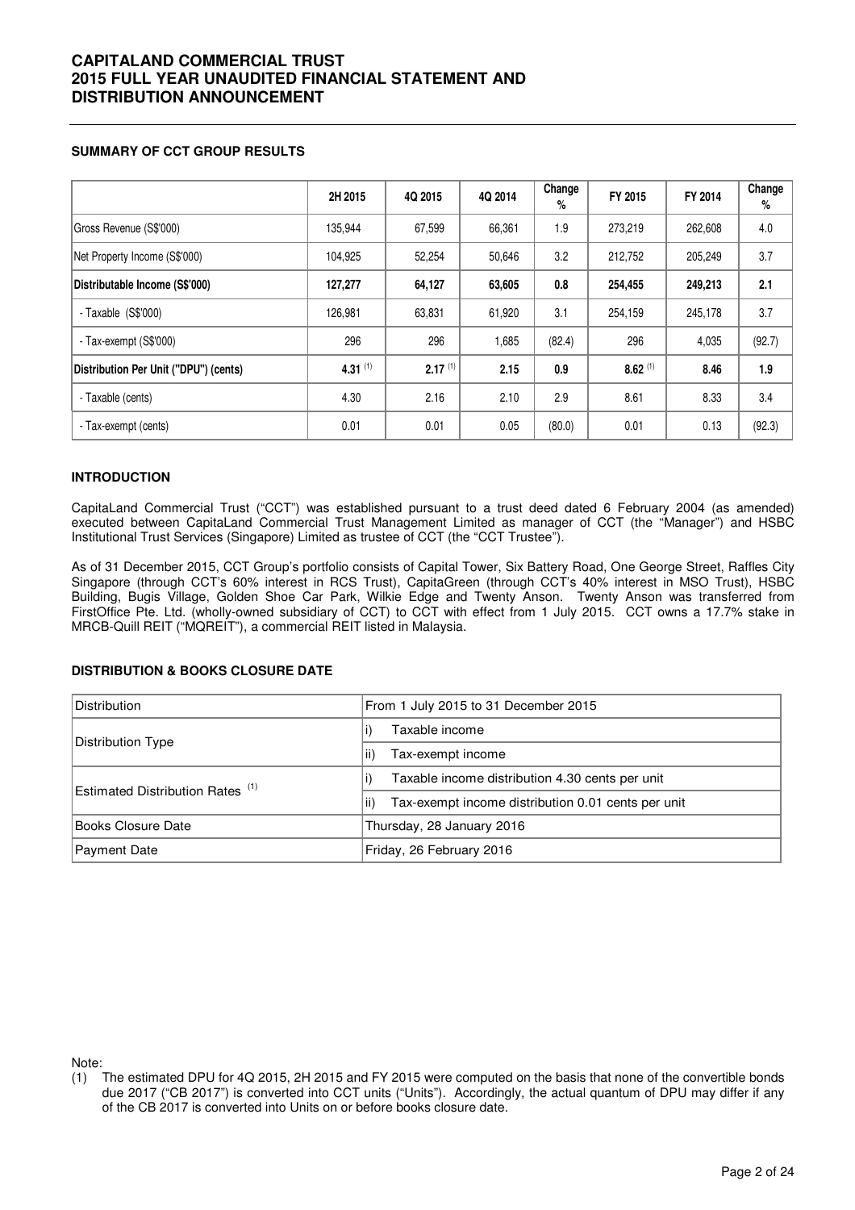# CAPITALAND COMMERCIAL TRUST 2015 FULL YEAR UNAUDITED FINANCIAL STATEMENT AND DISTRIBUTION ANNOUNCEMENT

## SUMMARY OF CCT GROUP RESULTS

| | 2H 2015 | 4Q 2015 | 4Q 2014 | Change % | FY 2015 | FY 2014 | Change % |
|---|---|---|---|---|---|---|---|
| Gross Revenue (S$'000) | 135,944 | 67,599 | 66,361 | 1.9 | 273,219 | 262,608 | 4.0 |
| Net Property Income (S$'000) | 104,925 | 52,254 | 50,646 | 3.2 | 212,752 | 205,249 | 3.7 |
| **Distributable Income (S$'000)** | **127,277** | **64,127** | **63,605** | **0.8** | **254,455** | **249,213** | **2.1** |
| - Taxable (S$'000) | 126,981 | 63,831 | 61,920 | 3.1 | 254,159 | 245,178 | 3.7 |
| - Tax-exempt (S$'000) | 296 | 296 | 1,685 | (82.4) | 296 | 4,035 | (92.7) |
| **Distribution Per Unit ("DPU") (cents)** | **4.31** [1] | **2.17** [1] | **2.15** | **0.9** | **8.62** [1] | **8.46** | **1.9** |
| - Taxable (cents) | 4.30 | 2.16 | 2.10 | 2.9 | 8.61 | 8.33 | 3.4 |
| - Tax-exempt (cents) | 0.01 | 0.01 | 0.05 | (80.0) | 0.01 | 0.13 | (92.3) |

## INTRODUCTION

CapitaLand Commercial Trust ("CCT") was established pursuant to a trust deed dated 6 February 2004 (as amended) executed between CapitaLand Commercial Trust Management Limited as manager of CCT (the "Manager") and HSBC Institutional Trust Services (Singapore) Limited as trustee of CCT (the "CCT Trustee").

As of 31 December 2015, CCT Group's portfolio consists of Capital Tower, Six Battery Road, One George Street, Raffles City Singapore (through CCT's 60% interest in RCS Trust), CapitaGreen (through CCT's 40% interest in MSO Trust), HSBC Building, Bugis Village, Golden Shoe Car Park, Wilkie Edge and Twenty Anson. Twenty Anson was transferred from FirstOffice Pte. Ltd. (wholly-owned subsidiary of CCT) to CCT with effect from 1 July 2015. CCT owns a 17.7% stake in MRCB-Quill REIT ("MQREIT"), a commercial REIT listed in Malaysia.

## DISTRIBUTION & BOOKS CLOSURE DATE

| | |
|---|---|
| Distribution | From 1 July 2015 to 31 December 2015 |
| Distribution Type | i) Taxable income |
| | ii) Tax-exempt income |
| Estimated Distribution Rates [1] | i) Taxable income distribution 4.30 cents per unit |
| | ii) Tax-exempt income distribution 0.01 cents per unit |
| Books Closure Date | Thursday, 28 January 2016 |
| Payment Date | Friday, 26 February 2016 |

Note:

(1) The estimated DPU for 4Q 2015, 2H 2015 and FY 2015 were computed on the basis that none of the convertible bonds due 2017 ("CB 2017") is converted into CCT units ("Units"). Accordingly, the actual quantum of DPU may differ if any of the CB 2017 is converted into Units on or before books closure date.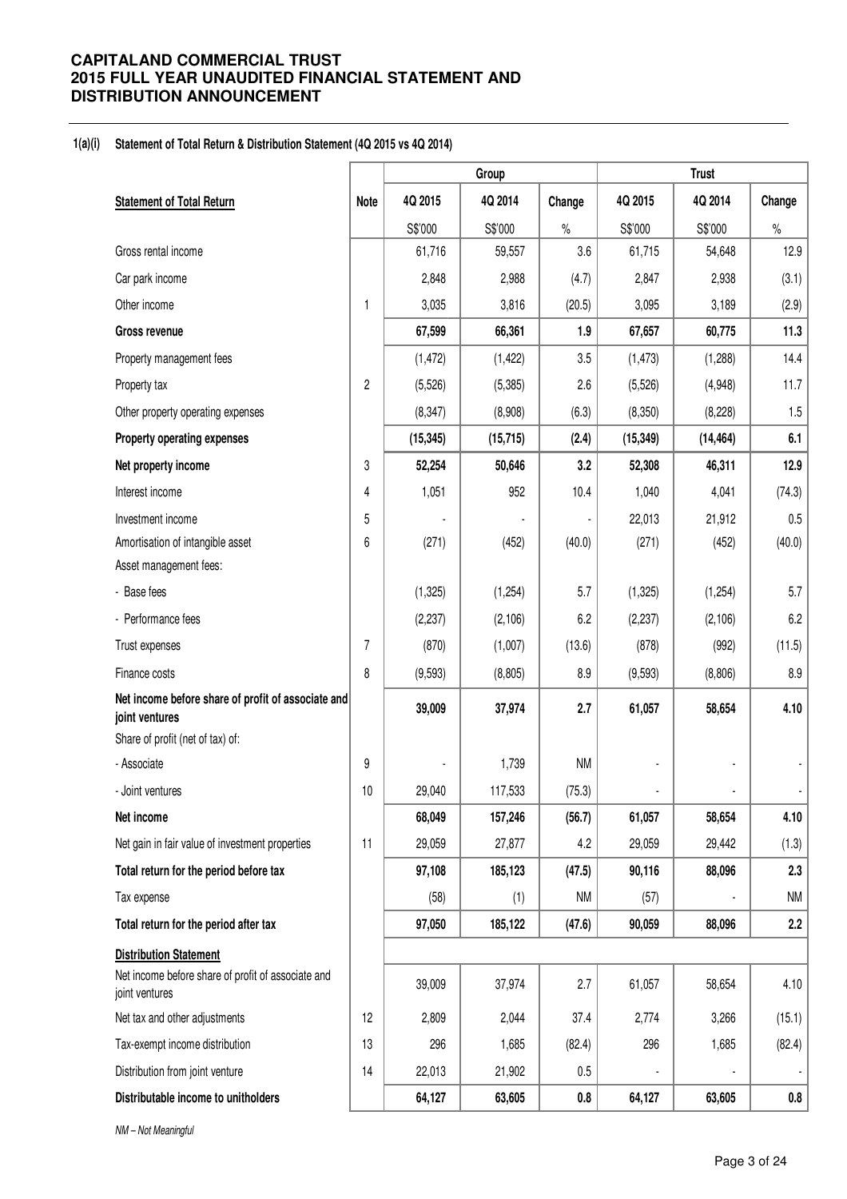**CAPITALAND COMMERCIAL TRUST**
**2015 FULL YEAR UNAUDITED FINANCIAL STATEMENT AND DISTRIBUTION ANNOUNCEMENT**

**1(a)(i) Statement of Total Return & Distribution Statement (4Q 2015 vs 4Q 2014)**

| | | Group | | | Trust | | |
|---|---|---|---|---|---|---|---|
| **Statement of Total Return** | **Note** | **4Q 2015** | **4Q 2014** | **Change** | **4Q 2015** | **4Q 2014** | **Change** |
| | | S$'000 | S$'000 | % | S$'000 | S$'000 | % |
| Gross rental income | | 61,716 | 59,557 | 3.6 | 61,715 | 54,648 | 12.9 |
| Car park income | | 2,848 | 2,988 | (4.7) | 2,847 | 2,938 | (3.1) |
| Other income | 1 | 3,035 | 3,816 | (20.5) | 3,095 | 3,189 | (2.9) |
| **Gross revenue** | | **67,599** | **66,361** | **1.9** | **67,657** | **60,775** | **11.3** |
| Property management fees | | (1,472) | (1,422) | 3.5 | (1,473) | (1,288) | 14.4 |
| Property tax | 2 | (5,526) | (5,385) | 2.6 | (5,526) | (4,948) | 11.7 |
| Other property operating expenses | | (8,347) | (8,908) | (6.3) | (8,350) | (8,228) | 1.5 |
| **Property operating expenses** | | **(15,345)** | **(15,715)** | **(2.4)** | **(15,349)** | **(14,464)** | **6.1** |
| **Net property income** | 3 | **52,254** | **50,646** | **3.2** | **52,308** | **46,311** | **12.9** |
| Interest income | 4 | 1,051 | 952 | 10.4 | 1,040 | 4,041 | (74.3) |
| Investment income | 5 | - | - | - | 22,013 | 21,912 | 0.5 |
| Amortisation of intangible asset | 6 | (271) | (452) | (40.0) | (271) | (452) | (40.0) |
| Asset management fees: | | | | | | | |
| - Base fees | | (1,325) | (1,254) | 5.7 | (1,325) | (1,254) | 5.7 |
| - Performance fees | | (2,237) | (2,106) | 6.2 | (2,237) | (2,106) | 6.2 |
| Trust expenses | 7 | (870) | (1,007) | (13.6) | (878) | (992) | (11.5) |
| Finance costs | 8 | (9,593) | (8,805) | 8.9 | (9,593) | (8,806) | 8.9 |
| **Net income before share of profit of associate and joint ventures** | | **39,009** | **37,974** | **2.7** | **61,057** | **58,654** | **4.10** |
| Share of profit (net of tax) of: | | | | | | | |
| - Associate | 9 | - | 1,739 | NM | - | - | - |
| - Joint ventures | 10 | 29,040 | 117,533 | (75.3) | - | - | - |
| **Net income** | | **68,049** | **157,246** | **(56.7)** | **61,057** | **58,654** | **4.10** |
| Net gain in fair value of investment properties | 11 | 29,059 | 27,877 | 4.2 | 29,059 | 29,442 | (1.3) |
| **Total return for the period before tax** | | **97,108** | **185,123** | **(47.5)** | **90,116** | **88,096** | **2.3** |
| Tax expense | | (58) | (1) | NM | (57) | - | NM |
| **Total return for the period after tax** | | **97,050** | **185,122** | **(47.6)** | **90,059** | **88,096** | **2.2** |
| **Distribution Statement** | | | | | | | |
| Net income before share of profit of associate and joint ventures | | 39,009 | 37,974 | 2.7 | 61,057 | 58,654 | 4.10 |
| Net tax and other adjustments | 12 | 2,809 | 2,044 | 37.4 | 2,774 | 3,266 | (15.1) |
| Tax-exempt income distribution | 13 | 296 | 1,685 | (82.4) | 296 | 1,685 | (82.4) |
| Distribution from joint venture | 14 | 22,013 | 21,902 | 0.5 | - | - | - |
| **Distributable income to unitholders** | | **64,127** | **63,605** | **0.8** | **64,127** | **63,605** | **0.8** |

*NM – Not Meaningful*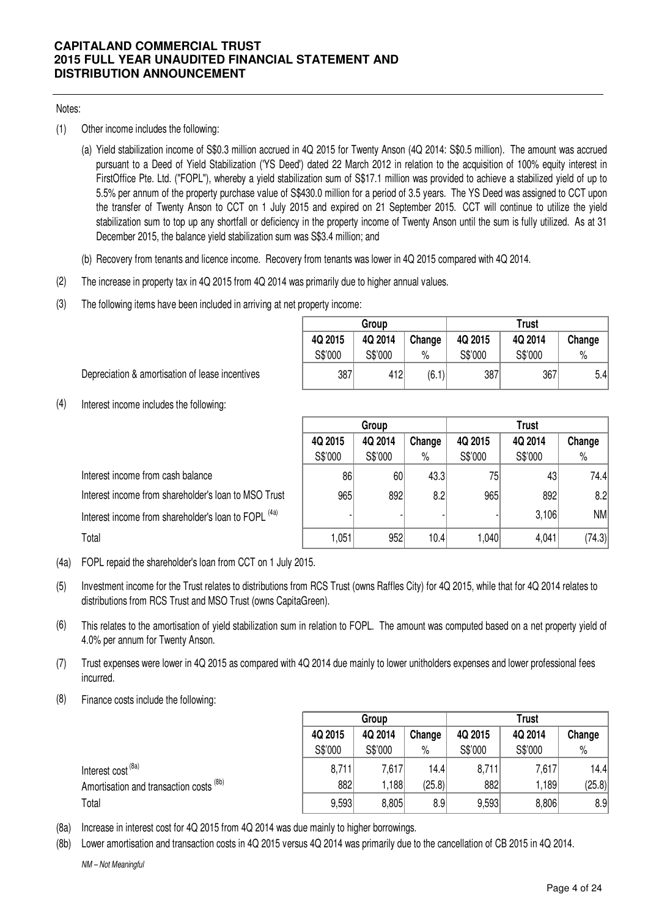Notes:

(1) Other income includes the following:

  (a) Yield stabilization income of S$0.3 million accrued in 4Q 2015 for Twenty Anson (4Q 2014: S$0.5 million). The amount was accrued pursuant to a Deed of Yield Stabilization ('YS Deed') dated 22 March 2012 in relation to the acquisition of 100% equity interest in FirstOffice Pte. Ltd. ("FOPL"), whereby a yield stabilization sum of S$17.1 million was provided to achieve a stabilized yield of up to 5.5% per annum of the property purchase value of S$430.0 million for a period of 3.5 years. The YS Deed was assigned to CCT upon the transfer of Twenty Anson to CCT on 1 July 2015 and expired on 21 September 2015. CCT will continue to utilize the yield stabilization sum to top up any shortfall or deficiency in the property income of Twenty Anson until the sum is fully utilized. As at 31 December 2015, the balance yield stabilization sum was S$3.4 million; and

  (b) Recovery from tenants and licence income. Recovery from tenants was lower in 4Q 2015 compared with 4Q 2014.

(2) The increase in property tax in 4Q 2015 from 4Q 2014 was primarily due to higher annual values.

(3) The following items have been included in arriving at net property income:

| | Group | | | Trust | | |
|---|---|---|---|---|---|---|
| | 4Q 2015 | 4Q 2014 | Change | 4Q 2015 | 4Q 2014 | Change |
| | S$'000 | S$'000 | % | S$'000 | S$'000 | % |
| Depreciation & amortisation of lease incentives | 387 | 412 | (6.1) | 387 | 367 | 5.4 |

(4) Interest income includes the following:

| | Group | | | Trust | | |
|---|---|---|---|---|---|---|
| | 4Q 2015 | 4Q 2014 | Change | 4Q 2015 | 4Q 2014 | Change |
| | S$'000 | S$'000 | % | S$'000 | S$'000 | % |
| Interest income from cash balance | 86 | 60 | 43.3 | 75 | 43 | 74.4 |
| Interest income from shareholder's loan to MSO Trust | 965 | 892 | 8.2 | 965 | 892 | 8.2 |
| Interest income from shareholder's loan to FOPL (4a) | - | - | - | - | 3,106 | NM |
| Total | 1,051 | 952 | 10.4 | 1,040 | 4,041 | (74.3) |

(4a) FOPL repaid the shareholder's loan from CCT on 1 July 2015.

(5) Investment income for the Trust relates to distributions from RCS Trust (owns Raffles City) for 4Q 2015, while that for 4Q 2014 relates to distributions from RCS Trust and MSO Trust (owns CapitaGreen).

(6) This relates to the amortisation of yield stabilization sum in relation to FOPL. The amount was computed based on a net property yield of 4.0% per annum for Twenty Anson.

(7) Trust expenses were lower in 4Q 2015 as compared with 4Q 2014 due mainly to lower unitholders expenses and lower professional fees incurred.

(8) Finance costs include the following:

| | Group | | | Trust | | |
|---|---|---|---|---|---|---|
| | 4Q 2015 | 4Q 2014 | Change | 4Q 2015 | 4Q 2014 | Change |
| | S$'000 | S$'000 | % | S$'000 | S$'000 | % |
| Interest cost (8a) | 8,711 | 7,617 | 14.4 | 8,711 | 7,617 | 14.4 |
| Amortisation and transaction costs (8b) | 882 | 1,188 | (25.8) | 882 | 1,189 | (25.8) |
| Total | 9,593 | 8,805 | 8.9 | 9,593 | 8,806 | 8.9 |

(8a) Increase in interest cost for 4Q 2015 from 4Q 2014 was due mainly to higher borrowings.

(8b) Lower amortisation and transaction costs in 4Q 2015 versus 4Q 2014 was primarily due to the cancellation of CB 2015 in 4Q 2014.

*NM – Not Meaningful*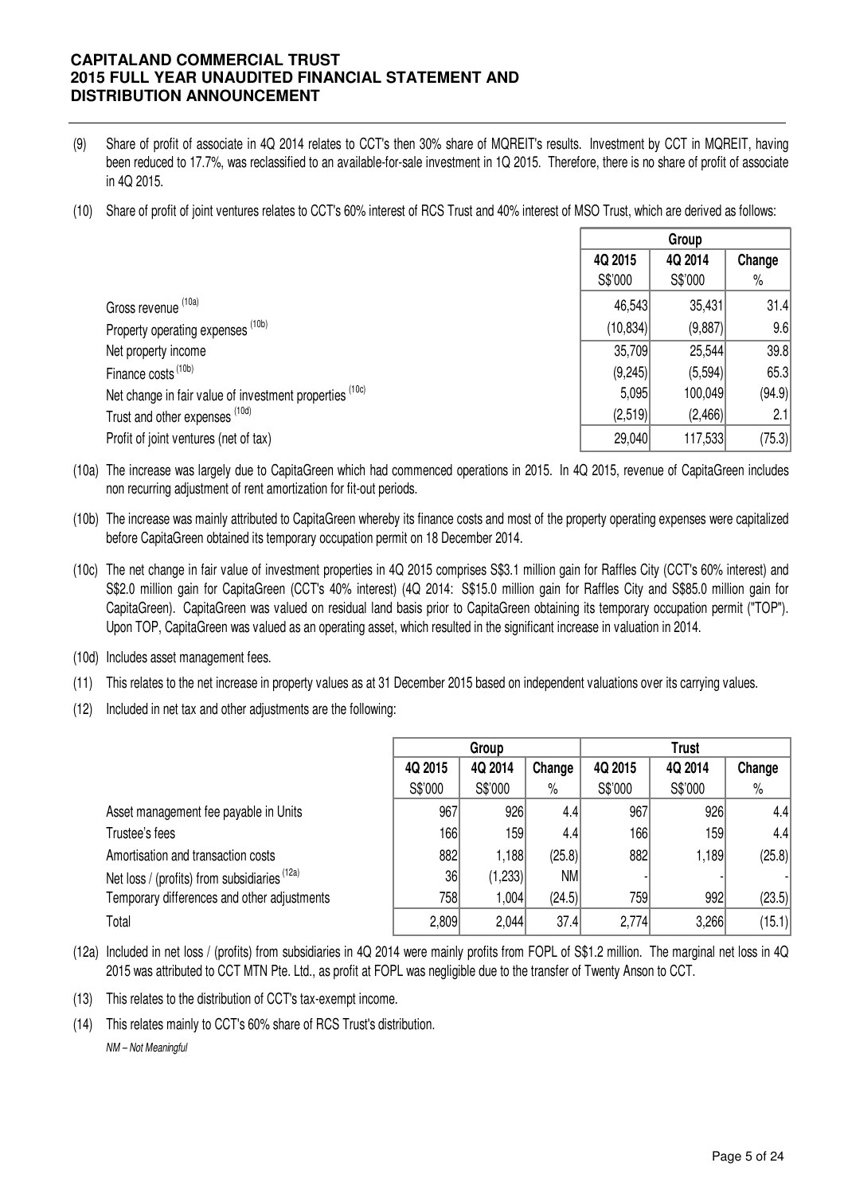(9) Share of profit of associate in 4Q 2014 relates to CCT's then 30% share of MQREIT's results. Investment by CCT in MQREIT, having been reduced to 17.7%, was reclassified to an available-for-sale investment in 1Q 2015. Therefore, there is no share of profit of associate in 4Q 2015.

(10) Share of profit of joint ventures relates to CCT's 60% interest of RCS Trust and 40% interest of MSO Trust, which are derived as follows:

| | Group | | |
|---|---|---|---|
| | 4Q 2015 | 4Q 2014 | Change |
| | S$'000 | S$'000 | % |
| Gross revenue [(10a)] | 46,543 | 35,431 | 31.4 |
| Property operating expenses [(10b)] | (10,834) | (9,887) | 9.6 |
| Net property income | 35,709 | 25,544 | 39.8 |
| Finance costs [(10b)] | (9,245) | (5,594) | 65.3 |
| Net change in fair value of investment properties [(10c)] | 5,095 | 100,049 | (94.9) |
| Trust and other expenses [(10d)] | (2,519) | (2,466) | 2.1 |
| Profit of joint ventures (net of tax) | 29,040 | 117,533 | (75.3) |

(10a) The increase was largely due to CapitaGreen which had commenced operations in 2015. In 4Q 2015, revenue of CapitaGreen includes non recurring adjustment of rent amortization for fit-out periods.

(10b) The increase was mainly attributed to CapitaGreen whereby its finance costs and most of the property operating expenses were capitalized before CapitaGreen obtained its temporary occupation permit on 18 December 2014.

(10c) The net change in fair value of investment properties in 4Q 2015 comprises S$3.1 million gain for Raffles City (CCT's 60% interest) and S$2.0 million gain for CapitaGreen (CCT's 40% interest) (4Q 2014: S$15.0 million gain for Raffles City and S$85.0 million gain for CapitaGreen). CapitaGreen was valued on residual land basis prior to CapitaGreen obtaining its temporary occupation permit ("TOP"). Upon TOP, CapitaGreen was valued as an operating asset, which resulted in the significant increase in valuation in 2014.

(10d) Includes asset management fees.

(11) This relates to the net increase in property values as at 31 December 2015 based on independent valuations over its carrying values.

(12) Included in net tax and other adjustments are the following:

| | Group | | | Trust | | |
|---|---|---|---|---|---|---|
| | 4Q 2015 | 4Q 2014 | Change | 4Q 2015 | 4Q 2014 | Change |
| | S$'000 | S$'000 | % | S$'000 | S$'000 | % |
| Asset management fee payable in Units | 967 | 926 | 4.4 | 967 | 926 | 4.4 |
| Trustee's fees | 166 | 159 | 4.4 | 166 | 159 | 4.4 |
| Amortisation and transaction costs | 882 | 1,188 | (25.8) | 882 | 1,189 | (25.8) |
| Net loss / (profits) from subsidiaries [(12a)] | 36 | (1,233) | NM | - | - | - |
| Temporary differences and other adjustments | 758 | 1,004 | (24.5) | 759 | 992 | (23.5) |
| Total | 2,809 | 2,044 | 37.4 | 2,774 | 3,266 | (15.1) |

(12a) Included in net loss / (profits) from subsidiaries in 4Q 2014 were mainly profits from FOPL of S$1.2 million. The marginal net loss in 4Q 2015 was attributed to CCT MTN Pte. Ltd., as profit at FOPL was negligible due to the transfer of Twenty Anson to CCT.

(13) This relates to the distribution of CCT's tax-exempt income.

(14) This relates mainly to CCT's 60% share of RCS Trust's distribution.

*NM – Not Meaningful*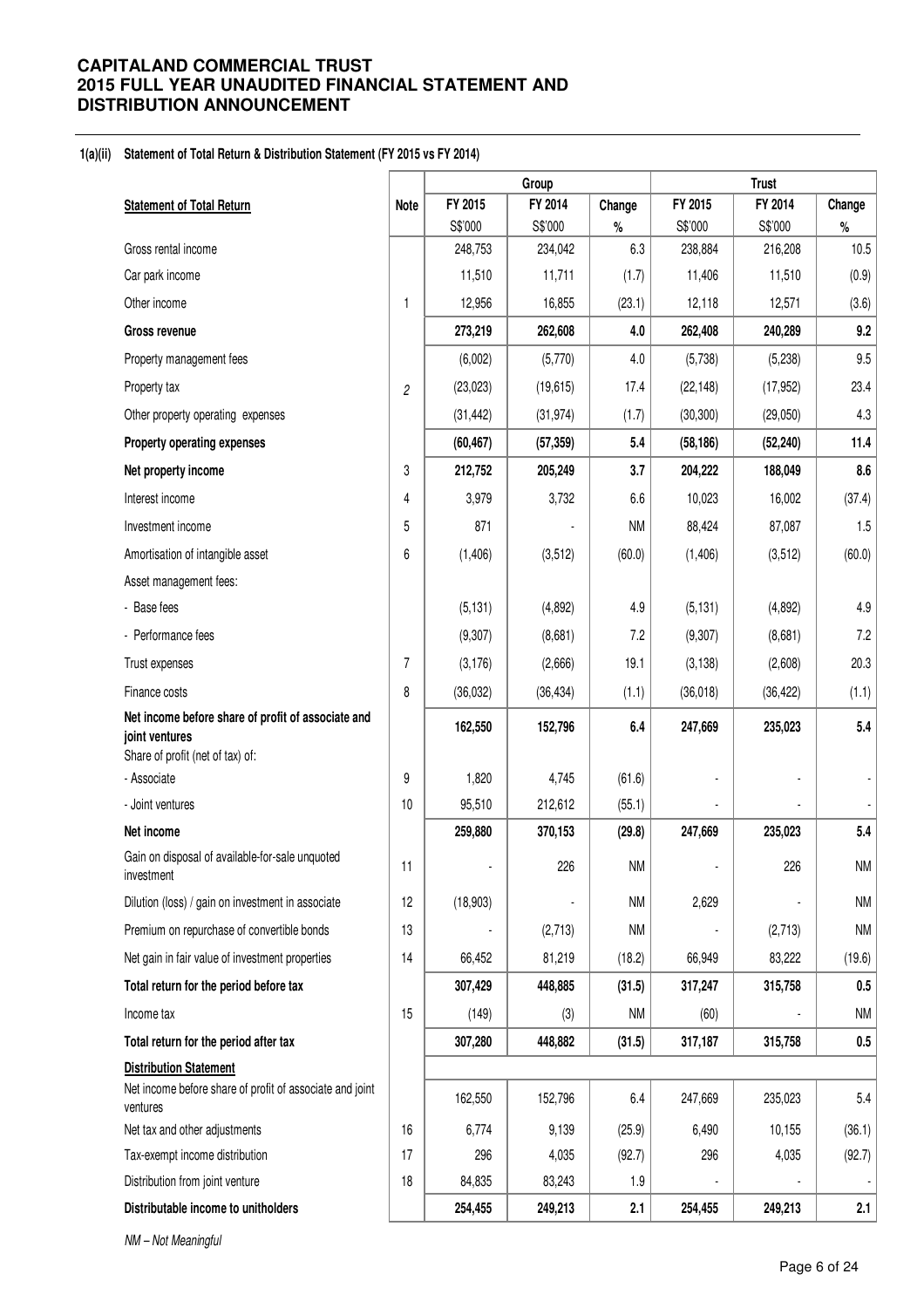**CAPITALAND COMMERCIAL TRUST**
**2015 FULL YEAR UNAUDITED FINANCIAL STATEMENT AND DISTRIBUTION ANNOUNCEMENT**

**1(a)(ii) Statement of Total Return & Distribution Statement (FY 2015 vs FY 2014)**

| | | Group | | | Trust | | |
|---|---|---|---|---|---|---|---|
| **Statement of Total Return** | **Note** | **FY 2015** | **FY 2014** | **Change** | **FY 2015** | **FY 2014** | **Change** |
| | | S$'000 | S$'000 | % | S$'000 | S$'000 | % |
| Gross rental income | | 248,753 | 234,042 | 6.3 | 238,884 | 216,208 | 10.5 |
| Car park income | | 11,510 | 11,711 | (1.7) | 11,406 | 11,510 | (0.9) |
| Other income | 1 | 12,956 | 16,855 | (23.1) | 12,118 | 12,571 | (3.6) |
| **Gross revenue** | | **273,219** | **262,608** | **4.0** | **262,408** | **240,289** | **9.2** |
| Property management fees | | (6,002) | (5,770) | 4.0 | (5,738) | (5,238) | 9.5 |
| Property tax | *2* | (23,023) | (19,615) | 17.4 | (22,148) | (17,952) | 23.4 |
| Other property operating expenses | | (31,442) | (31,974) | (1.7) | (30,300) | (29,050) | 4.3 |
| **Property operating expenses** | | **(60,467)** | **(57,359)** | **5.4** | **(58,186)** | **(52,240)** | **11.4** |
| **Net property income** | 3 | **212,752** | **205,249** | **3.7** | **204,222** | **188,049** | **8.6** |
| Interest income | 4 | 3,979 | 3,732 | 6.6 | 10,023 | 16,002 | (37.4) |
| Investment income | 5 | 871 | - | NM | 88,424 | 87,087 | 1.5 |
| Amortisation of intangible asset | 6 | (1,406) | (3,512) | (60.0) | (1,406) | (3,512) | (60.0) |
| Asset management fees: | | | | | | | |
| - Base fees | | (5,131) | (4,892) | 4.9 | (5,131) | (4,892) | 4.9 |
| - Performance fees | | (9,307) | (8,681) | 7.2 | (9,307) | (8,681) | 7.2 |
| Trust expenses | 7 | (3,176) | (2,666) | 19.1 | (3,138) | (2,608) | 20.3 |
| Finance costs | 8 | (36,032) | (36,434) | (1.1) | (36,018) | (36,422) | (1.1) |
| **Net income before share of profit of associate and joint ventures** | | **162,550** | **152,796** | **6.4** | **247,669** | **235,023** | **5.4** |
| Share of profit (net of tax) of: | | | | | | | |
| - Associate | 9 | 1,820 | 4,745 | (61.6) | - | - | - |
| - Joint ventures | 10 | 95,510 | 212,612 | (55.1) | - | - | - |
| **Net income** | | **259,880** | **370,153** | **(29.8)** | **247,669** | **235,023** | **5.4** |
| Gain on disposal of available-for-sale unquoted investment | 11 | - | 226 | NM | - | 226 | NM |
| Dilution (loss) / gain on investment in associate | 12 | (18,903) | - | NM | 2,629 | - | NM |
| Premium on repurchase of convertible bonds | 13 | - | (2,713) | NM | - | (2,713) | NM |
| Net gain in fair value of investment properties | 14 | 66,452 | 81,219 | (18.2) | 66,949 | 83,222 | (19.6) |
| **Total return for the period before tax** | | **307,429** | **448,885** | **(31.5)** | **317,247** | **315,758** | **0.5** |
| Income tax | 15 | (149) | (3) | NM | (60) | - | NM |
| **Total return for the period after tax** | | **307,280** | **448,882** | **(31.5)** | **317,187** | **315,758** | **0.5** |
| **Distribution Statement** | | | | | | | |
| Net income before share of profit of associate and joint ventures | | 162,550 | 152,796 | 6.4 | 247,669 | 235,023 | 5.4 |
| Net tax and other adjustments | 16 | 6,774 | 9,139 | (25.9) | 6,490 | 10,155 | (36.1) |
| Tax-exempt income distribution | 17 | 296 | 4,035 | (92.7) | 296 | 4,035 | (92.7) |
| Distribution from joint venture | 18 | 84,835 | 83,243 | 1.9 | - | - | - |
| **Distributable income to unitholders** | | **254,455** | **249,213** | **2.1** | **254,455** | **249,213** | **2.1** |

*NM – Not Meaningful*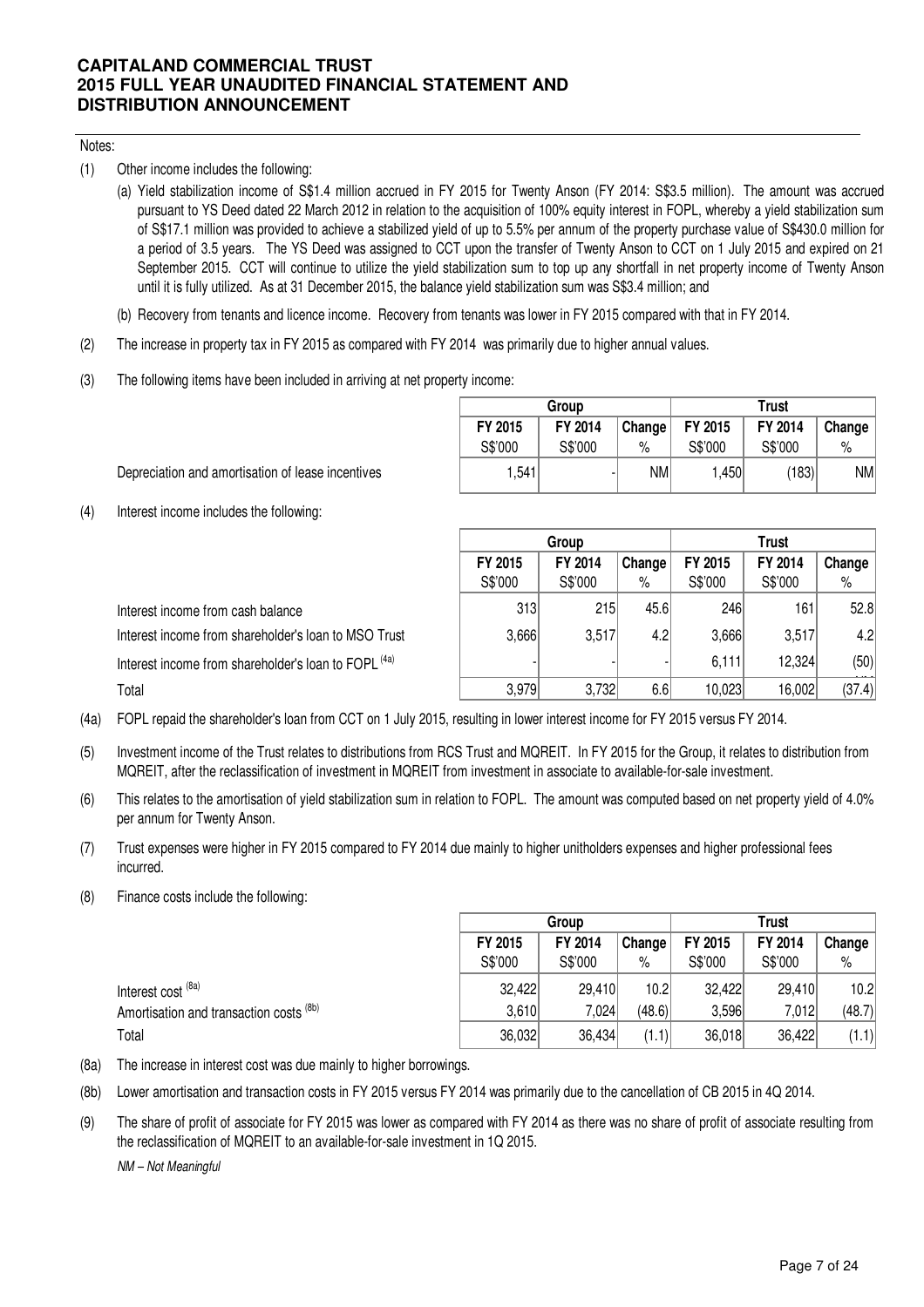**CAPITALAND COMMERCIAL TRUST**
**2015 FULL YEAR UNAUDITED FINANCIAL STATEMENT AND DISTRIBUTION ANNOUNCEMENT**

Notes:

(1) Other income includes the following:

(a) Yield stabilization income of S$1.4 million accrued in FY 2015 for Twenty Anson (FY 2014: S$3.5 million). The amount was accrued pursuant to YS Deed dated 22 March 2012 in relation to the acquisition of 100% equity interest in FOPL, whereby a yield stabilization sum of S$17.1 million was provided to achieve a stabilized yield of up to 5.5% per annum of the property purchase value of S$430.0 million for a period of 3.5 years. The YS Deed was assigned to CCT upon the transfer of Twenty Anson to CCT on 1 July 2015 and expired on 21 September 2015. CCT will continue to utilize the yield stabilization sum to top up any shortfall in net property income of Twenty Anson until it is fully utilized. As at 31 December 2015, the balance yield stabilization sum was S$3.4 million; and

(b) Recovery from tenants and licence income. Recovery from tenants was lower in FY 2015 compared with that in FY 2014.

(2) The increase in property tax in FY 2015 as compared with FY 2014 was primarily due to higher annual values.

(3) The following items have been included in arriving at net property income:

| | Group | | | Trust | | |
|---|---|---|---|---|---|---|
| | FY 2015 S$'000 | FY 2014 S$'000 | Change % | FY 2015 S$'000 | FY 2014 S$'000 | Change % |
| Depreciation and amortisation of lease incentives | 1,541 | - | NM | 1,450 | (183) | NM |

(4) Interest income includes the following:

| | Group | | | Trust | | |
|---|---|---|---|---|---|---|
| | FY 2015 S$'000 | FY 2014 S$'000 | Change % | FY 2015 S$'000 | FY 2014 S$'000 | Change % |
| Interest income from cash balance | 313 | 215 | 45.6 | 246 | 161 | 52.8 |
| Interest income from shareholder's loan to MSO Trust | 3,666 | 3,517 | 4.2 | 3,666 | 3,517 | 4.2 |
| Interest income from shareholder's loan to FOPL (4a) | - | - | - | 6,111 | 12,324 | (50) |
| Total | 3,979 | 3,732 | 6.6 | 10,023 | 16,002 | (37.4) |

(4a) FOPL repaid the shareholder's loan from CCT on 1 July 2015, resulting in lower interest income for FY 2015 versus FY 2014.

(5) Investment income of the Trust relates to distributions from RCS Trust and MQREIT. In FY 2015 for the Group, it relates to distribution from MQREIT, after the reclassification of investment in MQREIT from investment in associate to available-for-sale investment.

(6) This relates to the amortisation of yield stabilization sum in relation to FOPL. The amount was computed based on net property yield of 4.0% per annum for Twenty Anson.

(7) Trust expenses were higher in FY 2015 compared to FY 2014 due mainly to higher unitholders expenses and higher professional fees incurred.

(8) Finance costs include the following:

| | Group | | | Trust | | |
|---|---|---|---|---|---|---|
| | FY 2015 S$'000 | FY 2014 S$'000 | Change % | FY 2015 S$'000 | FY 2014 S$'000 | Change % |
| Interest cost (8a) | 32,422 | 29,410 | 10.2 | 32,422 | 29,410 | 10.2 |
| Amortisation and transaction costs (8b) | 3,610 | 7,024 | (48.6) | 3,596 | 7,012 | (48.7) |
| Total | 36,032 | 36,434 | (1.1) | 36,018 | 36,422 | (1.1) |

(8a) The increase in interest cost was due mainly to higher borrowings.

(8b) Lower amortisation and transaction costs in FY 2015 versus FY 2014 was primarily due to the cancellation of CB 2015 in 4Q 2014.

(9) The share of profit of associate for FY 2015 was lower as compared with FY 2014 as there was no share of profit of associate resulting from the reclassification of MQREIT to an available-for-sale investment in 1Q 2015.

*NM – Not Meaningful*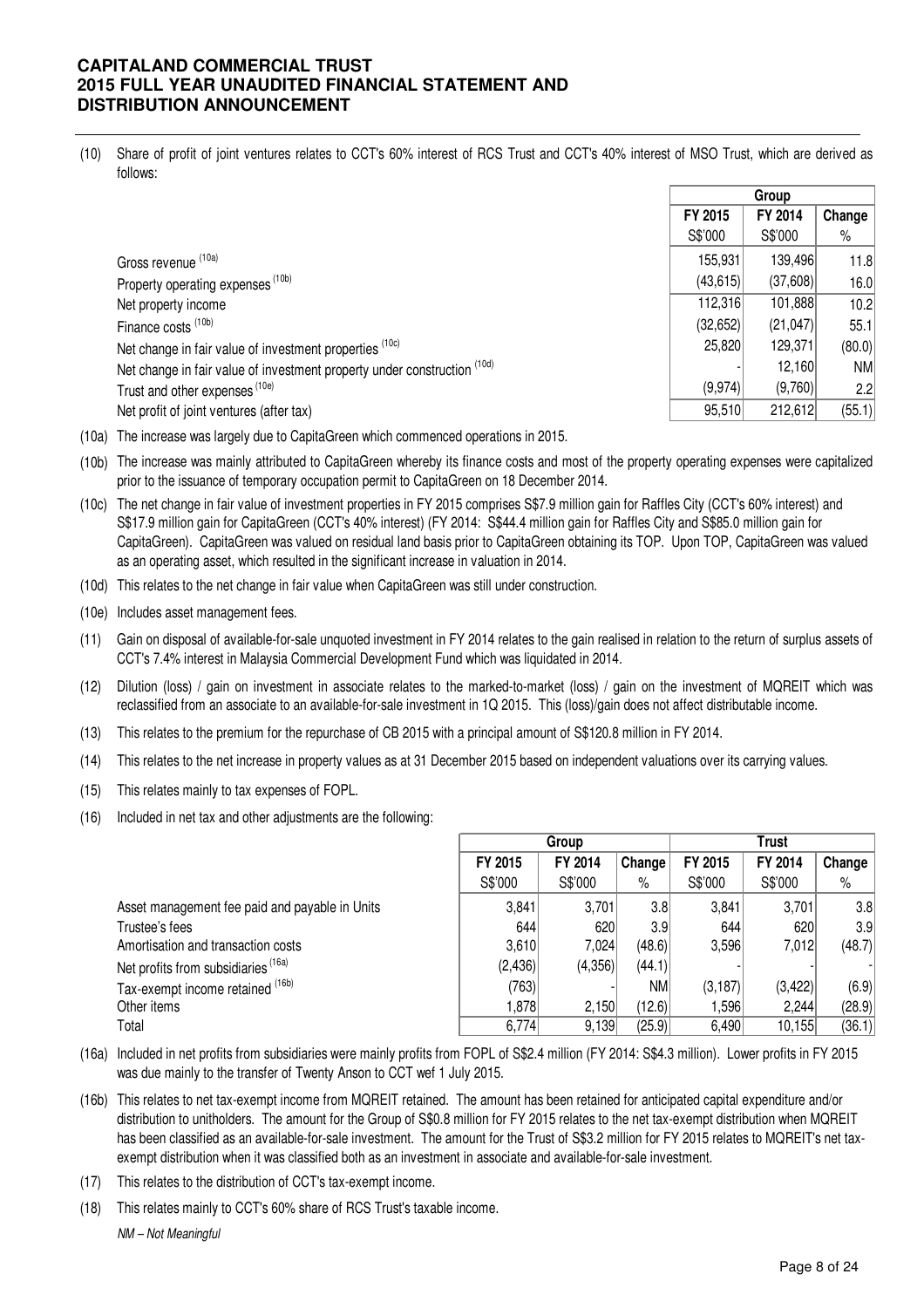(10) Share of profit of joint ventures relates to CCT's 60% interest of RCS Trust and CCT's 40% interest of MSO Trust, which are derived as follows:

| | Group | | |
|---|---|---|---|
| | FY 2015 | FY 2014 | Change |
| | S$'000 | S$'000 | % |
| Gross revenue (10a) | 155,931 | 139,496 | 11.8 |
| Property operating expenses (10b) | (43,615) | (37,608) | 16.0 |
| Net property income | 112,316 | 101,888 | 10.2 |
| Finance costs (10b) | (32,652) | (21,047) | 55.1 |
| Net change in fair value of investment properties (10c) | 25,820 | 129,371 | (80.0) |
| Net change in fair value of investment property under construction (10d) | - | 12,160 | NM |
| Trust and other expenses (10e) | (9,974) | (9,760) | 2.2 |
| Net profit of joint ventures (after tax) | 95,510 | 212,612 | (55.1) |

(10a) The increase was largely due to CapitaGreen which commenced operations in 2015.

(10b) The increase was mainly attributed to CapitaGreen whereby its finance costs and most of the property operating expenses were capitalized prior to the issuance of temporary occupation permit to CapitaGreen on 18 December 2014.

(10c) The net change in fair value of investment properties in FY 2015 comprises S$7.9 million gain for Raffles City (CCT's 60% interest) and S$17.9 million gain for CapitaGreen (CCT's 40% interest) (FY 2014: S$44.4 million gain for Raffles City and S$85.0 million gain for CapitaGreen). CapitaGreen was valued on residual land basis prior to CapitaGreen obtaining its TOP. Upon TOP, CapitaGreen was valued as an operating asset, which resulted in the significant increase in valuation in 2014.

(10d) This relates to the net change in fair value when CapitaGreen was still under construction.

(10e) Includes asset management fees.

(11) Gain on disposal of available-for-sale unquoted investment in FY 2014 relates to the gain realised in relation to the return of surplus assets of CCT's 7.4% interest in Malaysia Commercial Development Fund which was liquidated in 2014.

(12) Dilution (loss) / gain on investment in associate relates to the marked-to-market (loss) / gain on the investment of MQREIT which was reclassified from an associate to an available-for-sale investment in 1Q 2015. This (loss)/gain does not affect distributable income.

(13) This relates to the premium for the repurchase of CB 2015 with a principal amount of S$120.8 million in FY 2014.

(14) This relates to the net increase in property values as at 31 December 2015 based on independent valuations over its carrying values.

(15) This relates mainly to tax expenses of FOPL.

(16) Included in net tax and other adjustments are the following:

| | Group | | | Trust | | |
|---|---|---|---|---|---|---|
| | FY 2015 | FY 2014 | Change | FY 2015 | FY 2014 | Change |
| | S$'000 | S$'000 | % | S$'000 | S$'000 | % |
| Asset management fee paid and payable in Units | 3,841 | 3,701 | 3.8 | 3,841 | 3,701 | 3.8 |
| Trustee's fees | 644 | 620 | 3.9 | 644 | 620 | 3.9 |
| Amortisation and transaction costs | 3,610 | 7,024 | (48.6) | 3,596 | 7,012 | (48.7) |
| Net profits from subsidiaries (16a) | (2,436) | (4,356) | (44.1) | - | - | - |
| Tax-exempt income retained (16b) | (763) | - | NM | (3,187) | (3,422) | (6.9) |
| Other items | 1,878 | 2,150 | (12.6) | 1,596 | 2,244 | (28.9) |
| Total | 6,774 | 9,139 | (25.9) | 6,490 | 10,155 | (36.1) |

(16a) Included in net profits from subsidiaries were mainly profits from FOPL of S$2.4 million (FY 2014: S$4.3 million). Lower profits in FY 2015 was due mainly to the transfer of Twenty Anson to CCT wef 1 July 2015.

(16b) This relates to net tax-exempt income from MQREIT retained. The amount has been retained for anticipated capital expenditure and/or distribution to unitholders. The amount for the Group of S$0.8 million for FY 2015 relates to the net tax-exempt distribution when MQREIT has been classified as an available-for-sale investment. The amount for the Trust of S$3.2 million for FY 2015 relates to MQREIT's net tax-exempt distribution when it was classified both as an investment in associate and available-for-sale investment.

(17) This relates to the distribution of CCT's tax-exempt income.

(18) This relates mainly to CCT's 60% share of RCS Trust's taxable income.

*NM – Not Meaningful*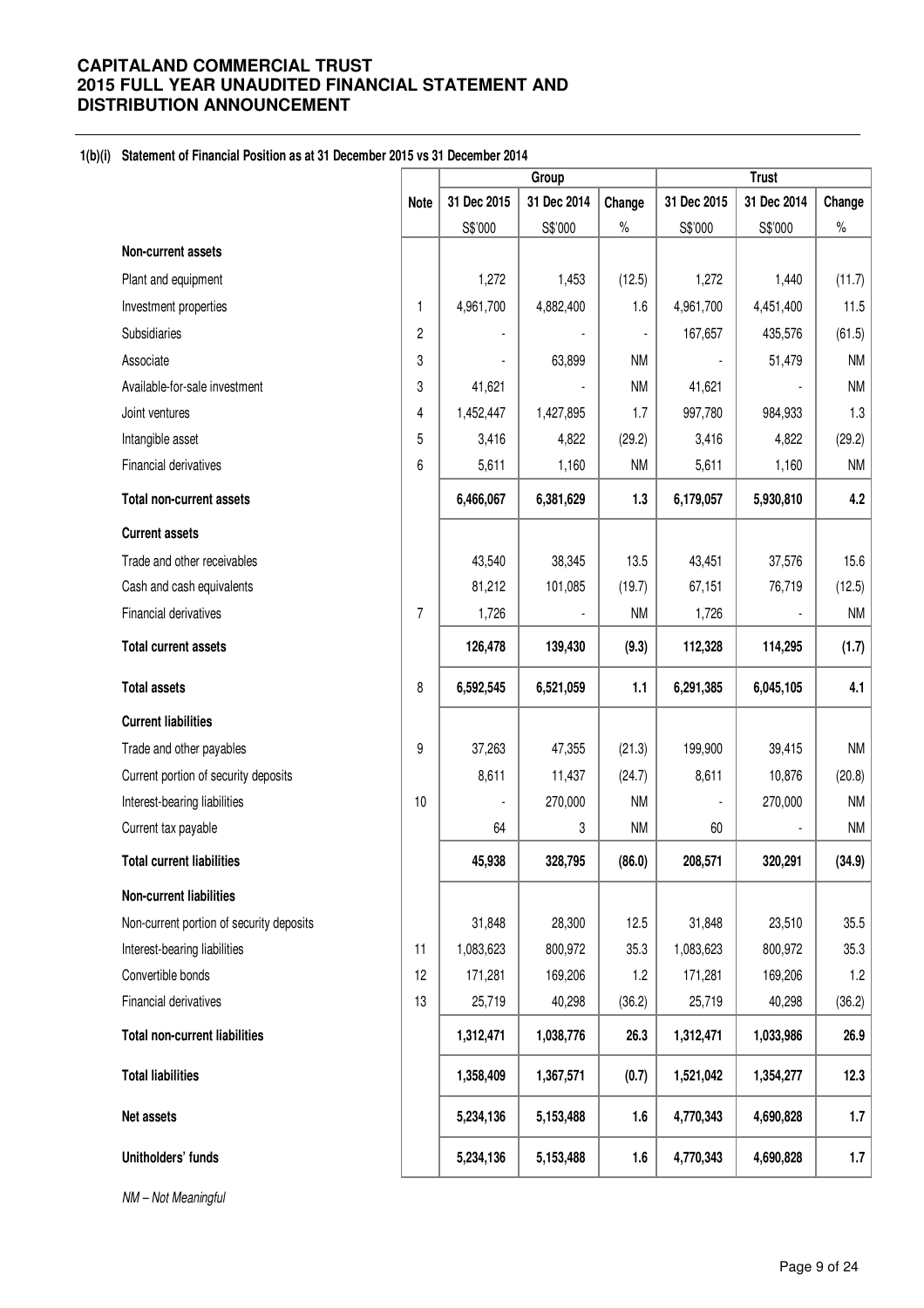**CAPITALAND COMMERCIAL TRUST**
**2015 FULL YEAR UNAUDITED FINANCIAL STATEMENT AND DISTRIBUTION ANNOUNCEMENT**

**1(b)(i) Statement of Financial Position as at 31 December 2015 vs 31 December 2014**

| | Note | Group | | | Trust | | |
|---|---|---|---|---|---|---|---|
| | | 31 Dec 2015 | 31 Dec 2014 | Change | 31 Dec 2015 | 31 Dec 2014 | Change |
| | | S$'000 | S$'000 | % | S$'000 | S$'000 | % |
| **Non-current assets** | | | | | | | |
| Plant and equipment | | 1,272 | 1,453 | (12.5) | 1,272 | 1,440 | (11.7) |
| Investment properties | 1 | 4,961,700 | 4,882,400 | 1.6 | 4,961,700 | 4,451,400 | 11.5 |
| Subsidiaries | 2 | - | - | - | 167,657 | 435,576 | (61.5) |
| Associate | 3 | - | 63,899 | NM | - | 51,479 | NM |
| Available-for-sale investment | 3 | 41,621 | - | NM | 41,621 | - | NM |
| Joint ventures | 4 | 1,452,447 | 1,427,895 | 1.7 | 997,780 | 984,933 | 1.3 |
| Intangible asset | 5 | 3,416 | 4,822 | (29.2) | 3,416 | 4,822 | (29.2) |
| Financial derivatives | 6 | 5,611 | 1,160 | NM | 5,611 | 1,160 | NM |
| **Total non-current assets** | | **6,466,067** | **6,381,629** | **1.3** | **6,179,057** | **5,930,810** | **4.2** |
| **Current assets** | | | | | | | |
| Trade and other receivables | | 43,540 | 38,345 | 13.5 | 43,451 | 37,576 | 15.6 |
| Cash and cash equivalents | | 81,212 | 101,085 | (19.7) | 67,151 | 76,719 | (12.5) |
| Financial derivatives | 7 | 1,726 | - | NM | 1,726 | - | NM |
| **Total current assets** | | **126,478** | **139,430** | **(9.3)** | **112,328** | **114,295** | **(1.7)** |
| **Total assets** | 8 | **6,592,545** | **6,521,059** | **1.1** | **6,291,385** | **6,045,105** | **4.1** |
| **Current liabilities** | | | | | | | |
| Trade and other payables | 9 | 37,263 | 47,355 | (21.3) | 199,900 | 39,415 | NM |
| Current portion of security deposits | | 8,611 | 11,437 | (24.7) | 8,611 | 10,876 | (20.8) |
| Interest-bearing liabilities | 10 | - | 270,000 | NM | - | 270,000 | NM |
| Current tax payable | | 64 | 3 | NM | 60 | - | NM |
| **Total current liabilities** | | **45,938** | **328,795** | **(86.0)** | **208,571** | **320,291** | **(34.9)** |
| **Non-current liabilities** | | | | | | | |
| Non-current portion of security deposits | | 31,848 | 28,300 | 12.5 | 31,848 | 23,510 | 35.5 |
| Interest-bearing liabilities | 11 | 1,083,623 | 800,972 | 35.3 | 1,083,623 | 800,972 | 35.3 |
| Convertible bonds | 12 | 171,281 | 169,206 | 1.2 | 171,281 | 169,206 | 1.2 |
| Financial derivatives | 13 | 25,719 | 40,298 | (36.2) | 25,719 | 40,298 | (36.2) |
| **Total non-current liabilities** | | **1,312,471** | **1,038,776** | **26.3** | **1,312,471** | **1,033,986** | **26.9** |
| **Total liabilities** | | **1,358,409** | **1,367,571** | **(0.7)** | **1,521,042** | **1,354,277** | **12.3** |
| **Net assets** | | **5,234,136** | **5,153,488** | **1.6** | **4,770,343** | **4,690,828** | **1.7** |
| **Unitholders' funds** | | **5,234,136** | **5,153,488** | **1.6** | **4,770,343** | **4,690,828** | **1.7** |

*NM – Not Meaningful*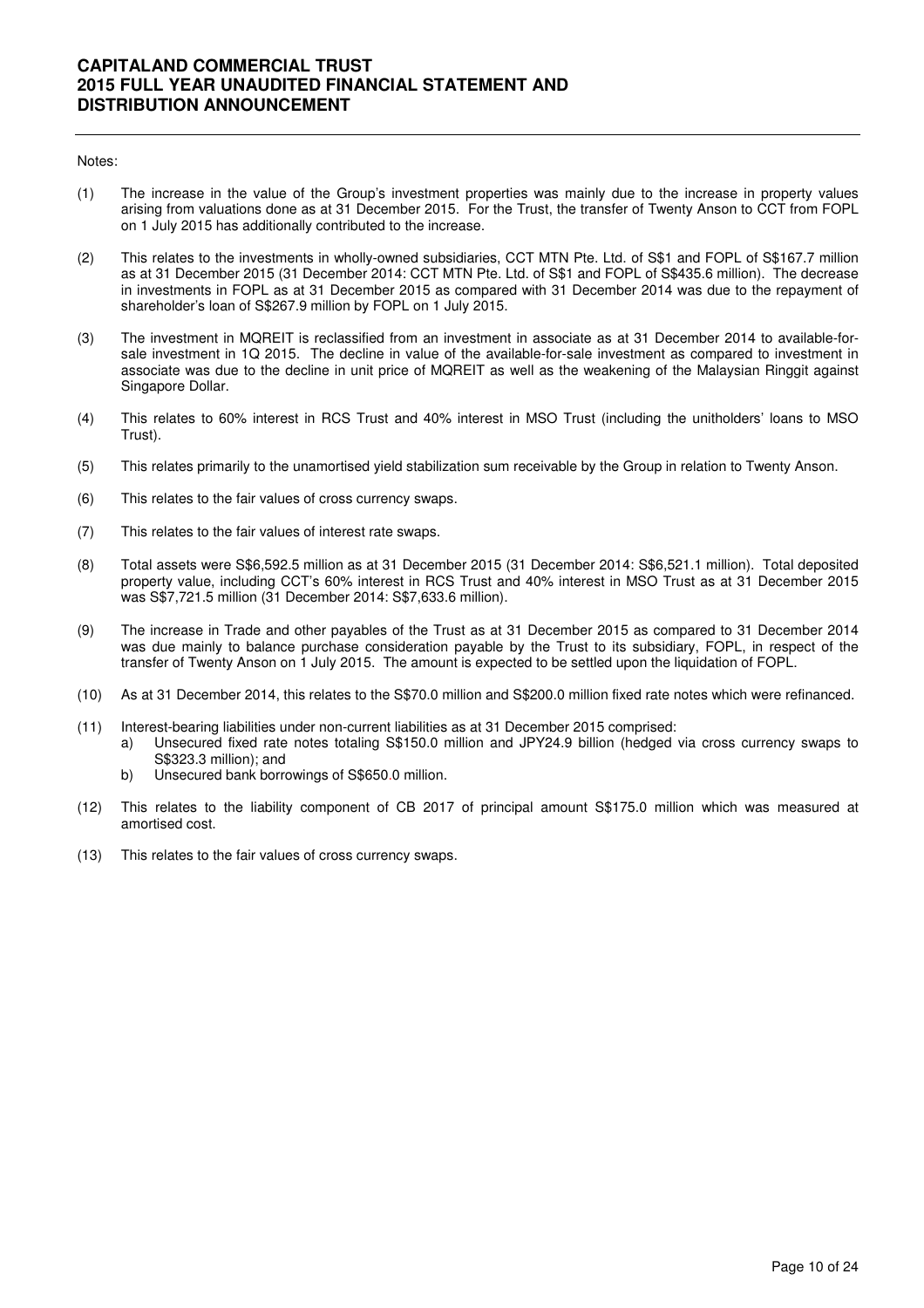Notes:

(1) The increase in the value of the Group's investment properties was mainly due to the increase in property values arising from valuations done as at 31 December 2015. For the Trust, the transfer of Twenty Anson to CCT from FOPL on 1 July 2015 has additionally contributed to the increase.

(2) This relates to the investments in wholly-owned subsidiaries, CCT MTN Pte. Ltd. of S$1 and FOPL of S$167.7 million as at 31 December 2015 (31 December 2014: CCT MTN Pte. Ltd. of S$1 and FOPL of S$435.6 million). The decrease in investments in FOPL as at 31 December 2015 as compared with 31 December 2014 was due to the repayment of shareholder's loan of S$267.9 million by FOPL on 1 July 2015.

(3) The investment in MQREIT is reclassified from an investment in associate as at 31 December 2014 to available-for-sale investment in 1Q 2015. The decline in value of the available-for-sale investment as compared to investment in associate was due to the decline in unit price of MQREIT as well as the weakening of the Malaysian Ringgit against Singapore Dollar.

(4) This relates to 60% interest in RCS Trust and 40% interest in MSO Trust (including the unitholders' loans to MSO Trust).

(5) This relates primarily to the unamortised yield stabilization sum receivable by the Group in relation to Twenty Anson.

(6) This relates to the fair values of cross currency swaps.

(7) This relates to the fair values of interest rate swaps.

(8) Total assets were S$6,592.5 million as at 31 December 2015 (31 December 2014: S$6,521.1 million). Total deposited property value, including CCT's 60% interest in RCS Trust and 40% interest in MSO Trust as at 31 December 2015 was S$7,721.5 million (31 December 2014: S$7,633.6 million).

(9) The increase in Trade and other payables of the Trust as at 31 December 2015 as compared to 31 December 2014 was due mainly to balance purchase consideration payable by the Trust to its subsidiary, FOPL, in respect of the transfer of Twenty Anson on 1 July 2015. The amount is expected to be settled upon the liquidation of FOPL.

(10) As at 31 December 2014, this relates to the S$70.0 million and S$200.0 million fixed rate notes which were refinanced.

(11) Interest-bearing liabilities under non-current liabilities as at 31 December 2015 comprised:
   a) Unsecured fixed rate notes totaling S$150.0 million and JPY24.9 billion (hedged via cross currency swaps to S$323.3 million); and
   b) Unsecured bank borrowings of S$650.0 million.

(12) This relates to the liability component of CB 2017 of principal amount S$175.0 million which was measured at amortised cost.

(13) This relates to the fair values of cross currency swaps.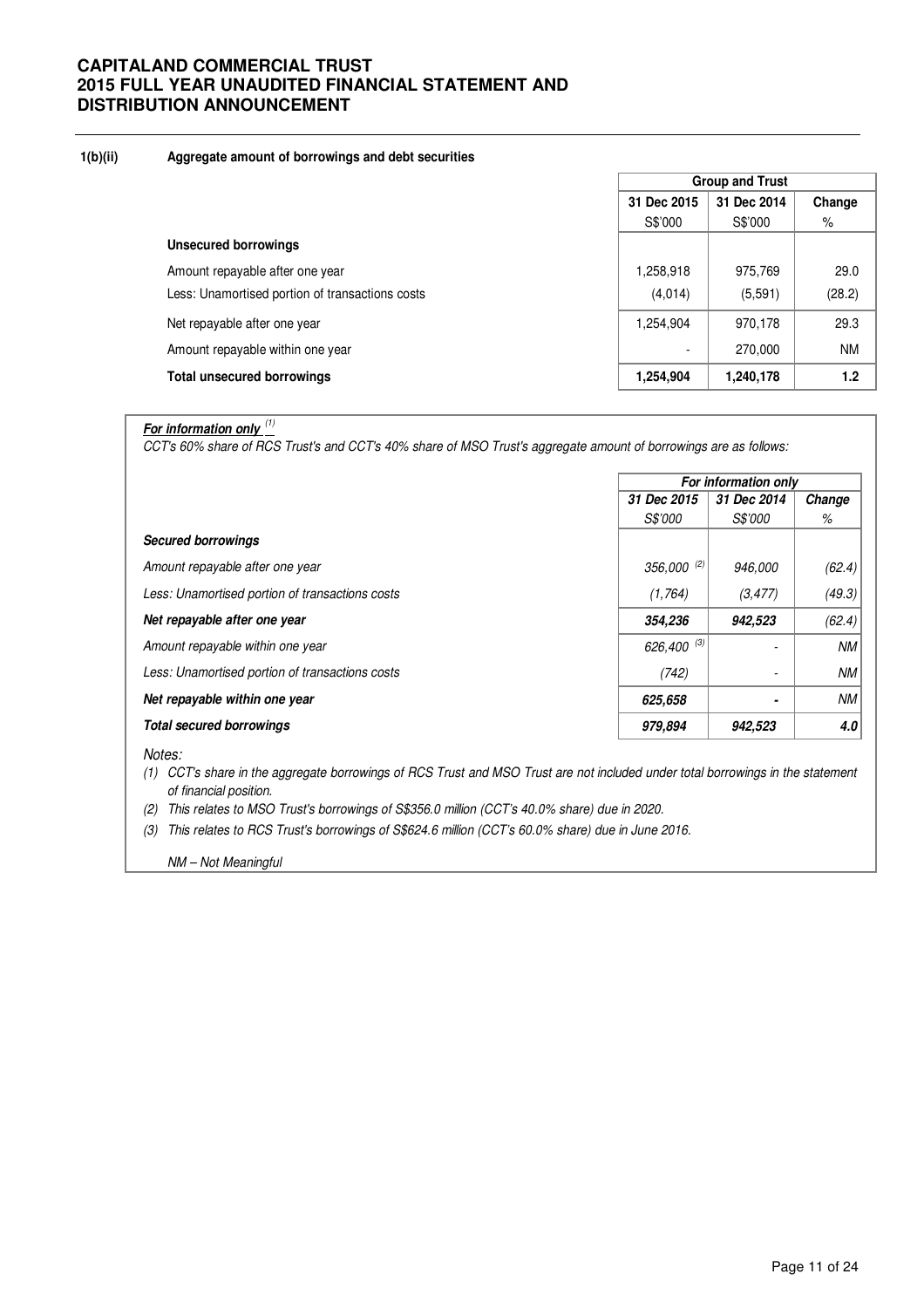**1(b)(ii) Aggregate amount of borrowings and debt securities**

| | Group and Trust | | |
|---|---|---|---|
| | 31 Dec 2015 | 31 Dec 2014 | Change |
| | S$'000 | S$'000 | % |
| **Unsecured borrowings** | | | |
| Amount repayable after one year | 1,258,918 | 975,769 | 29.0 |
| Less: Unamortised portion of transactions costs | (4,014) | (5,591) | (28.2) |
| Net repayable after one year | 1,254,904 | 970,178 | 29.3 |
| Amount repayable within one year | - | 270,000 | NM |
| **Total unsecured borrowings** | **1,254,904** | **1,240,178** | **1.2** |

***For information only*** [(1)]

*CCT's 60% share of RCS Trust's and CCT's 40% share of MSO Trust's aggregate amount of borrowings are as follows:*

| | *For information only* | | |
|---|---|---|---|
| | *31 Dec 2015* | *31 Dec 2014* | *Change* |
| | *S$'000* | *S$'000* | *%* |
| ***Secured borrowings*** | | | |
| *Amount repayable after one year* | *356,000* [(2)] | *946,000* | *(62.4)* |
| *Less: Unamortised portion of transactions costs* | *(1,764)* | *(3,477)* | *(49.3)* |
| ***Net repayable after one year*** | ***354,236*** | ***942,523*** | ***(62.4)*** |
| *Amount repayable within one year* | *626,400* [(3)] | - | *NM* |
| *Less: Unamortised portion of transactions costs* | *(742)* | - | *NM* |
| ***Net repayable within one year*** | ***625,658*** | - | ***NM*** |
| ***Total secured borrowings*** | ***979,894*** | ***942,523*** | ***4.0*** |

*Notes:*

*(1) CCT's share in the aggregate borrowings of RCS Trust and MSO Trust are not included under total borrowings in the statement of financial position.*

*(2) This relates to MSO Trust's borrowings of S$356.0 million (CCT's 40.0% share) due in 2020.*

*(3) This relates to RCS Trust's borrowings of S$624.6 million (CCT's 60.0% share) due in June 2016.*

*NM – Not Meaningful*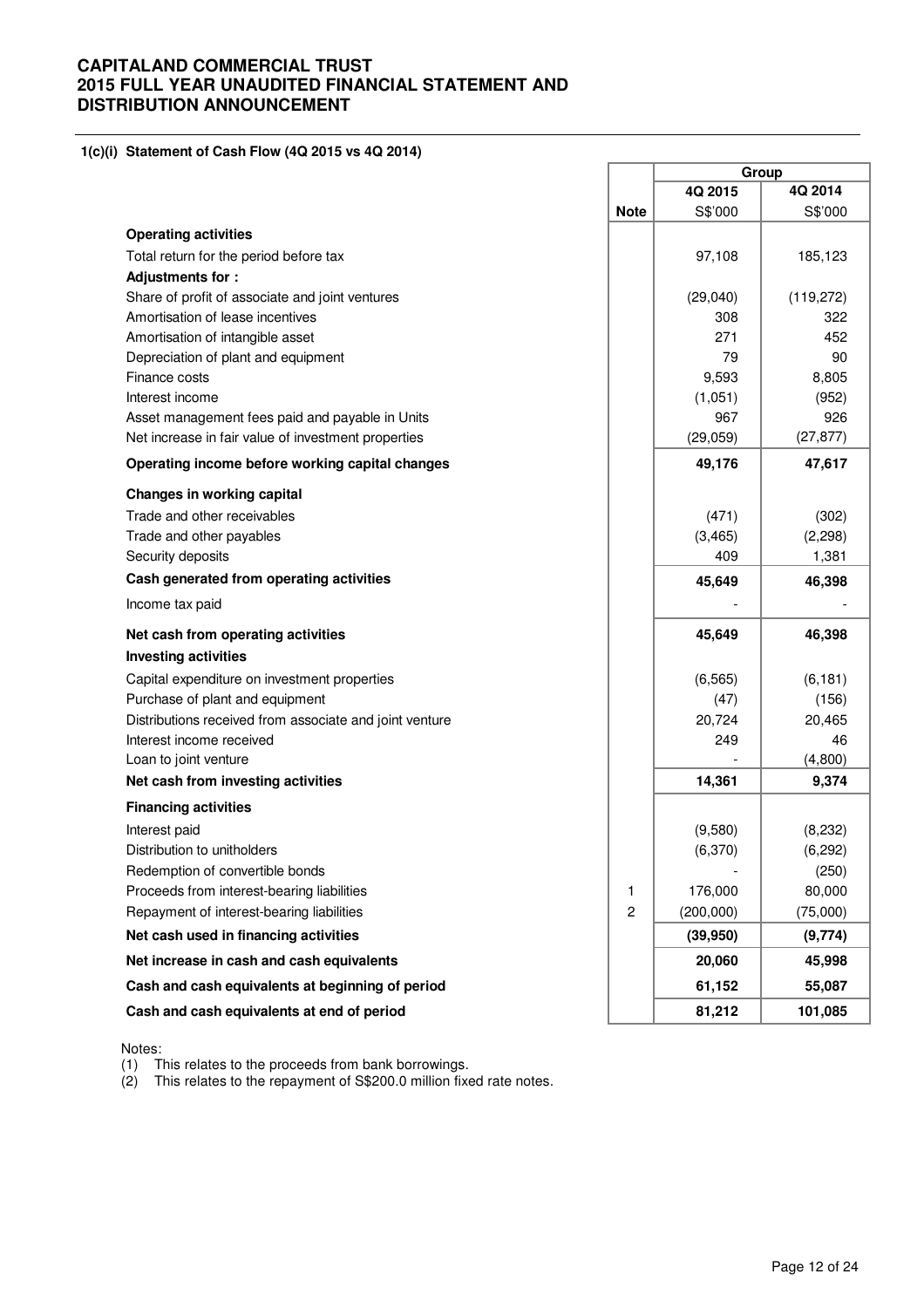**CAPITALAND COMMERCIAL TRUST**
**2015 FULL YEAR UNAUDITED FINANCIAL STATEMENT AND DISTRIBUTION ANNOUNCEMENT**

**1(c)(i) Statement of Cash Flow (4Q 2015 vs 4Q 2014)**

| | | Group | |
|---|---|---|---|
| | | **4Q 2015** | **4Q 2014** |
| | **Note** | S$'000 | S$'000 |
| **Operating activities** | | | |
| Total return for the period before tax | | 97,108 | 185,123 |
| **Adjustments for :** | | | |
| Share of profit of associate and joint ventures | | (29,040) | (119,272) |
| Amortisation of lease incentives | | 308 | 322 |
| Amortisation of intangible asset | | 271 | 452 |
| Depreciation of plant and equipment | | 79 | 90 |
| Finance costs | | 9,593 | 8,805 |
| Interest income | | (1,051) | (952) |
| Asset management fees paid and payable in Units | | 967 | 926 |
| Net increase in fair value of investment properties | | (29,059) | (27,877) |
| **Operating income before working capital changes** | | **49,176** | **47,617** |
| **Changes in working capital** | | | |
| Trade and other receivables | | (471) | (302) |
| Trade and other payables | | (3,465) | (2,298) |
| Security deposits | | 409 | 1,381 |
| **Cash generated from operating activities** | | **45,649** | **46,398** |
| Income tax paid | | - | - |
| **Net cash from operating activities** | | **45,649** | **46,398** |
| **Investing activities** | | | |
| Capital expenditure on investment properties | | (6,565) | (6,181) |
| Purchase of plant and equipment | | (47) | (156) |
| Distributions received from associate and joint venture | | 20,724 | 20,465 |
| Interest income received | | 249 | 46 |
| Loan to joint venture | | - | (4,800) |
| **Net cash from investing activities** | | **14,361** | **9,374** |
| **Financing activities** | | | |
| Interest paid | | (9,580) | (8,232) |
| Distribution to unitholders | | (6,370) | (6,292) |
| Redemption of convertible bonds | | - | (250) |
| Proceeds from interest-bearing liabilities | 1 | 176,000 | 80,000 |
| Repayment of interest-bearing liabilities | 2 | (200,000) | (75,000) |
| **Net cash used in financing activities** | | **(39,950)** | **(9,774)** |
| **Net increase in cash and cash equivalents** | | **20,060** | **45,998** |
| **Cash and cash equivalents at beginning of period** | | **61,152** | **55,087** |
| **Cash and cash equivalents at end of period** | | **81,212** | **101,085** |

Notes:
(1) This relates to the proceeds from bank borrowings.
(2) This relates to the repayment of S$200.0 million fixed rate notes.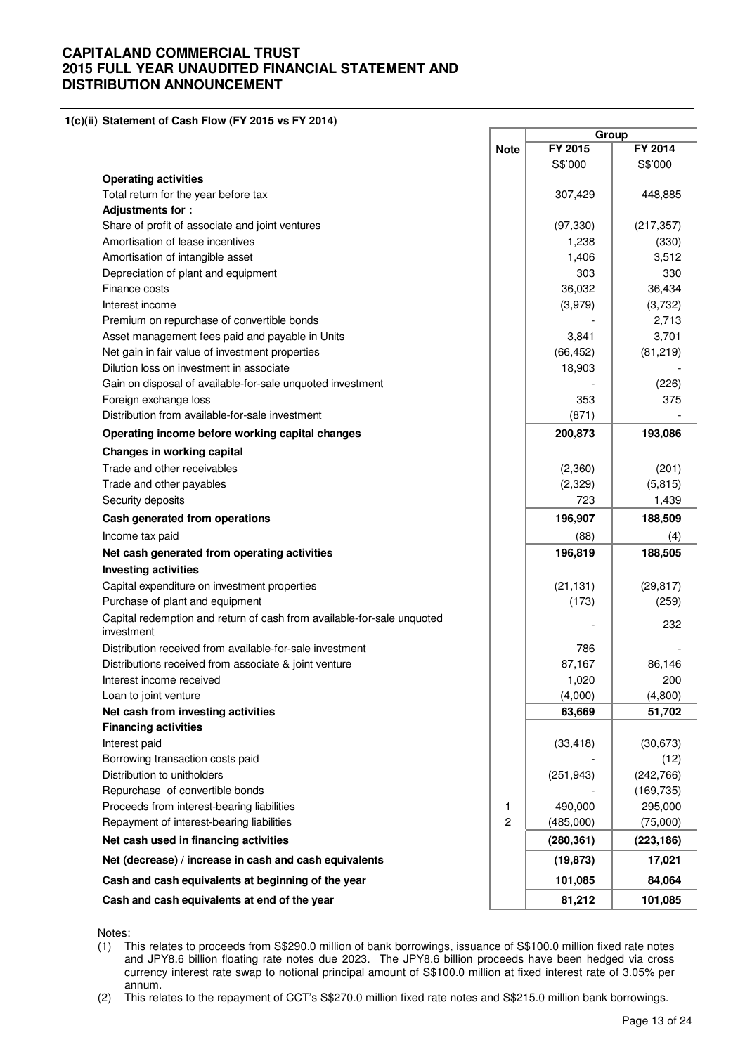# CAPITALAND COMMERCIAL TRUST
# 2015 FULL YEAR UNAUDITED FINANCIAL STATEMENT AND DISTRIBUTION ANNOUNCEMENT

### 1(c)(ii) Statement of Cash Flow (FY 2015 vs FY 2014)

| | Note | Group | |
|---|---|---|---|
| | | FY 2015 | FY 2014 |
| | | S$'000 | S$'000 |
| **Operating activities** | | | |
| Total return for the year before tax | | 307,429 | 448,885 |
| **Adjustments for :** | | | |
| Share of profit of associate and joint ventures | | (97,330) | (217,357) |
| Amortisation of lease incentives | | 1,238 | (330) |
| Amortisation of intangible asset | | 1,406 | 3,512 |
| Depreciation of plant and equipment | | 303 | 330 |
| Finance costs | | 36,032 | 36,434 |
| Interest income | | (3,979) | (3,732) |
| Premium on repurchase of convertible bonds | | - | 2,713 |
| Asset management fees paid and payable in Units | | 3,841 | 3,701 |
| Net gain in fair value of investment properties | | (66,452) | (81,219) |
| Dilution loss on investment in associate | | 18,903 | - |
| Gain on disposal of available-for-sale unquoted investment | | - | (226) |
| Foreign exchange loss | | 353 | 375 |
| Distribution from available-for-sale investment | | (871) | - |
| **Operating income before working capital changes** | | **200,873** | **193,086** |
| **Changes in working capital** | | | |
| Trade and other receivables | | (2,360) | (201) |
| Trade and other payables | | (2,329) | (5,815) |
| Security deposits | | 723 | 1,439 |
| **Cash generated from operations** | | **196,907** | **188,509** |
| Income tax paid | | (88) | (4) |
| **Net cash generated from operating activities** | | **196,819** | **188,505** |
| **Investing activities** | | | |
| Capital expenditure on investment properties | | (21,131) | (29,817) |
| Purchase of plant and equipment | | (173) | (259) |
| Capital redemption and return of cash from available-for-sale unquoted investment | | - | 232 |
| Distribution received from available-for-sale investment | | 786 | - |
| Distributions received from associate & joint venture | | 87,167 | 86,146 |
| Interest income received | | 1,020 | 200 |
| Loan to joint venture | | (4,000) | (4,800) |
| **Net cash from investing activities** | | **63,669** | **51,702** |
| **Financing activities** | | | |
| Interest paid | | (33,418) | (30,673) |
| Borrowing transaction costs paid | | - | (12) |
| Distribution to unitholders | | (251,943) | (242,766) |
| Repurchase of convertible bonds | | - | (169,735) |
| Proceeds from interest-bearing liabilities | 1 | 490,000 | 295,000 |
| Repayment of interest-bearing liabilities | 2 | (485,000) | (75,000) |
| **Net cash used in financing activities** | | **(280,361)** | **(223,186)** |
| **Net (decrease) / increase in cash and cash equivalents** | | **(19,873)** | **17,021** |
| **Cash and cash equivalents at beginning of the year** | | **101,085** | **84,064** |
| **Cash and cash equivalents at end of the year** | | **81,212** | **101,085** |

Notes:

(1) This relates to proceeds from S$290.0 million of bank borrowings, issuance of S$100.0 million fixed rate notes and JPY8.6 billion floating rate notes due 2023. The JPY8.6 billion proceeds have been hedged via cross currency interest rate swap to notional principal amount of S$100.0 million at fixed interest rate of 3.05% per annum.

(2) This relates to the repayment of CCT's S$270.0 million fixed rate notes and S$215.0 million bank borrowings.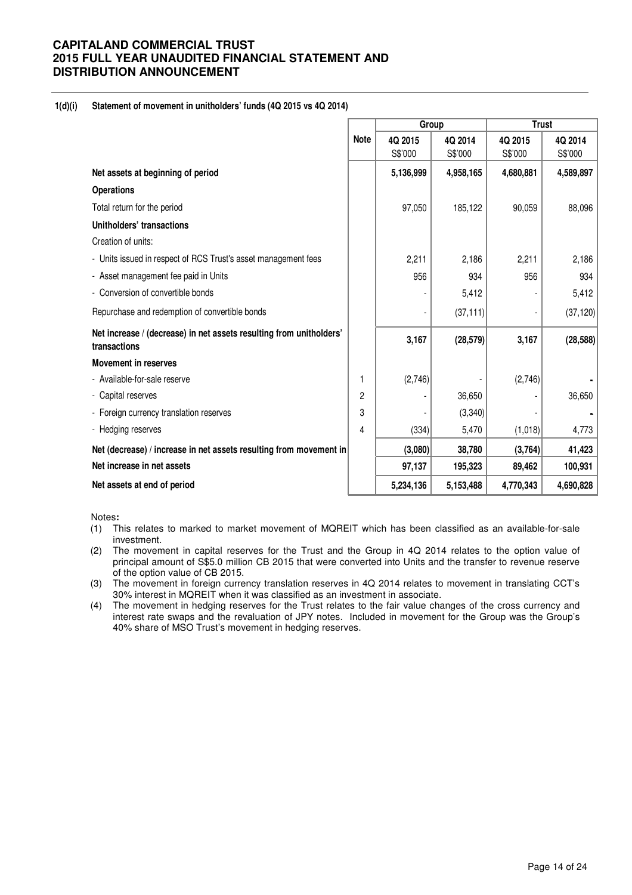**1(d)(i) Statement of movement in unitholders' funds (4Q 2015 vs 4Q 2014)**

| | Note | Group | | Trust | |
|---|---|---|---|---|---|
| | | 4Q 2015 S$'000 | 4Q 2014 S$'000 | 4Q 2015 S$'000 | 4Q 2014 S$'000 |
| **Net assets at beginning of period** | | **5,136,999** | **4,958,165** | **4,680,881** | **4,589,897** |
| **Operations** | | | | | |
| Total return for the period | | 97,050 | 185,122 | 90,059 | 88,096 |
| **Unitholders' transactions** | | | | | |
| Creation of units: | | | | | |
| - Units issued in respect of RCS Trust's asset management fees | | 2,211 | 2,186 | 2,211 | 2,186 |
| - Asset management fee paid in Units | | 956 | 934 | 956 | 934 |
| - Conversion of convertible bonds | | - | 5,412 | - | 5,412 |
| Repurchase and redemption of convertible bonds | | - | (37,111) | - | (37,120) |
| **Net increase / (decrease) in net assets resulting from unitholders' transactions** | | **3,167** | **(28,579)** | **3,167** | **(28,588)** |
| **Movement in reserves** | | | | | |
| - Available-for-sale reserve | 1 | (2,746) | - | (2,746) | - |
| - Capital reserves | 2 | - | 36,650 | - | 36,650 |
| - Foreign currency translation reserves | 3 | - | (3,340) | - | - |
| - Hedging reserves | 4 | (334) | 5,470 | (1,018) | 4,773 |
| **Net (decrease) / increase in net assets resulting from movement in** | | **(3,080)** | **38,780** | **(3,764)** | **41,423** |
| **Net increase in net assets** | | **97,137** | **195,323** | **89,462** | **100,931** |
| **Net assets at end of period** | | **5,234,136** | **5,153,488** | **4,770,343** | **4,690,828** |

Notes**:**

(1) This relates to marked to market movement of MQREIT which has been classified as an available-for-sale investment.

(2) The movement in capital reserves for the Trust and the Group in 4Q 2014 relates to the option value of principal amount of S$5.0 million CB 2015 that were converted into Units and the transfer to revenue reserve of the option value of CB 2015.

(3) The movement in foreign currency translation reserves in 4Q 2014 relates to movement in translating CCT's 30% interest in MQREIT when it was classified as an investment in associate.

(4) The movement in hedging reserves for the Trust relates to the fair value changes of the cross currency and interest rate swaps and the revaluation of JPY notes. Included in movement for the Group was the Group's 40% share of MSO Trust's movement in hedging reserves.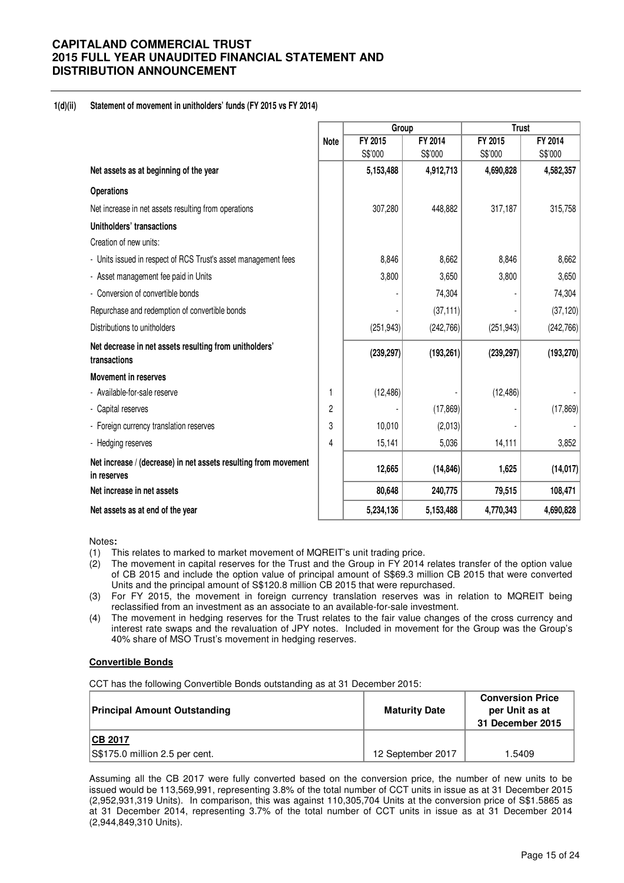#### 1(d)(ii) Statement of movement in unitholders' funds (FY 2015 vs FY 2014)

| | Note | Group | | Trust | |
|---|---|---|---|---|---|
| | | FY 2015 S$'000 | FY 2014 S$'000 | FY 2015 S$'000 | FY 2014 S$'000 |
| **Net assets as at beginning of the year** | | **5,153,488** | **4,912,713** | **4,690,828** | **4,582,357** |
| **Operations** | | | | | |
| Net increase in net assets resulting from operations | | 307,280 | 448,882 | 317,187 | 315,758 |
| **Unitholders' transactions** | | | | | |
| Creation of new units: | | | | | |
| - Units issued in respect of RCS Trust's asset management fees | | 8,846 | 8,662 | 8,846 | 8,662 |
| - Asset management fee paid in Units | | 3,800 | 3,650 | 3,800 | 3,650 |
| - Conversion of convertible bonds | | - | 74,304 | - | 74,304 |
| Repurchase and redemption of convertible bonds | | - | (37,111) | - | (37,120) |
| Distributions to unitholders | | (251,943) | (242,766) | (251,943) | (242,766) |
| **Net decrease in net assets resulting from unitholders' transactions** | | **(239,297)** | **(193,261)** | **(239,297)** | **(193,270)** |
| **Movement in reserves** | | | | | |
| - Available-for-sale reserve | 1 | (12,486) | - | (12,486) | - |
| - Capital reserves | 2 | - | (17,869) | - | (17,869) |
| - Foreign currency translation reserves | 3 | 10,010 | (2,013) | - | - |
| - Hedging reserves | 4 | 15,141 | 5,036 | 14,111 | 3,852 |
| **Net increase / (decrease) in net assets resulting from movement in reserves** | | **12,665** | **(14,846)** | **1,625** | **(14,017)** |
| **Net increase in net assets** | | **80,648** | **240,775** | **79,515** | **108,471** |
| **Net assets as at end of the year** | | **5,234,136** | **5,153,488** | **4,770,343** | **4,690,828** |

Notes**:**

(1) This relates to marked to market movement of MQREIT's unit trading price.

(2) The movement in capital reserves for the Trust and the Group in FY 2014 relates transfer of the option value of CB 2015 and include the option value of principal amount of S$69.3 million CB 2015 that were converted Units and the principal amount of S$120.8 million CB 2015 that were repurchased.

(3) For FY 2015, the movement in foreign currency translation reserves was in relation to MQREIT being reclassified from an investment as an associate to an available-for-sale investment.

(4) The movement in hedging reserves for the Trust relates to the fair value changes of the cross currency and interest rate swaps and the revaluation of JPY notes. Included in movement for the Group was the Group's 40% share of MSO Trust's movement in hedging reserves.

**Convertible Bonds**

CCT has the following Convertible Bonds outstanding as at 31 December 2015:

| Principal Amount Outstanding | Maturity Date | Conversion Price per Unit as at 31 December 2015 |
|---|---|---|
| **CB 2017** | | |
| S$175.0 million 2.5 per cent. | 12 September 2017 | 1.5409 |

Assuming all the CB 2017 were fully converted based on the conversion price, the number of new units to be issued would be 113,569,991, representing 3.8% of the total number of CCT units in issue as at 31 December 2015 (2,952,931,319 Units). In comparison, this was against 110,305,704 Units at the conversion price of S$1.5865 as at 31 December 2014, representing 3.7% of the total number of CCT units in issue as at 31 December 2014 (2,944,849,310 Units).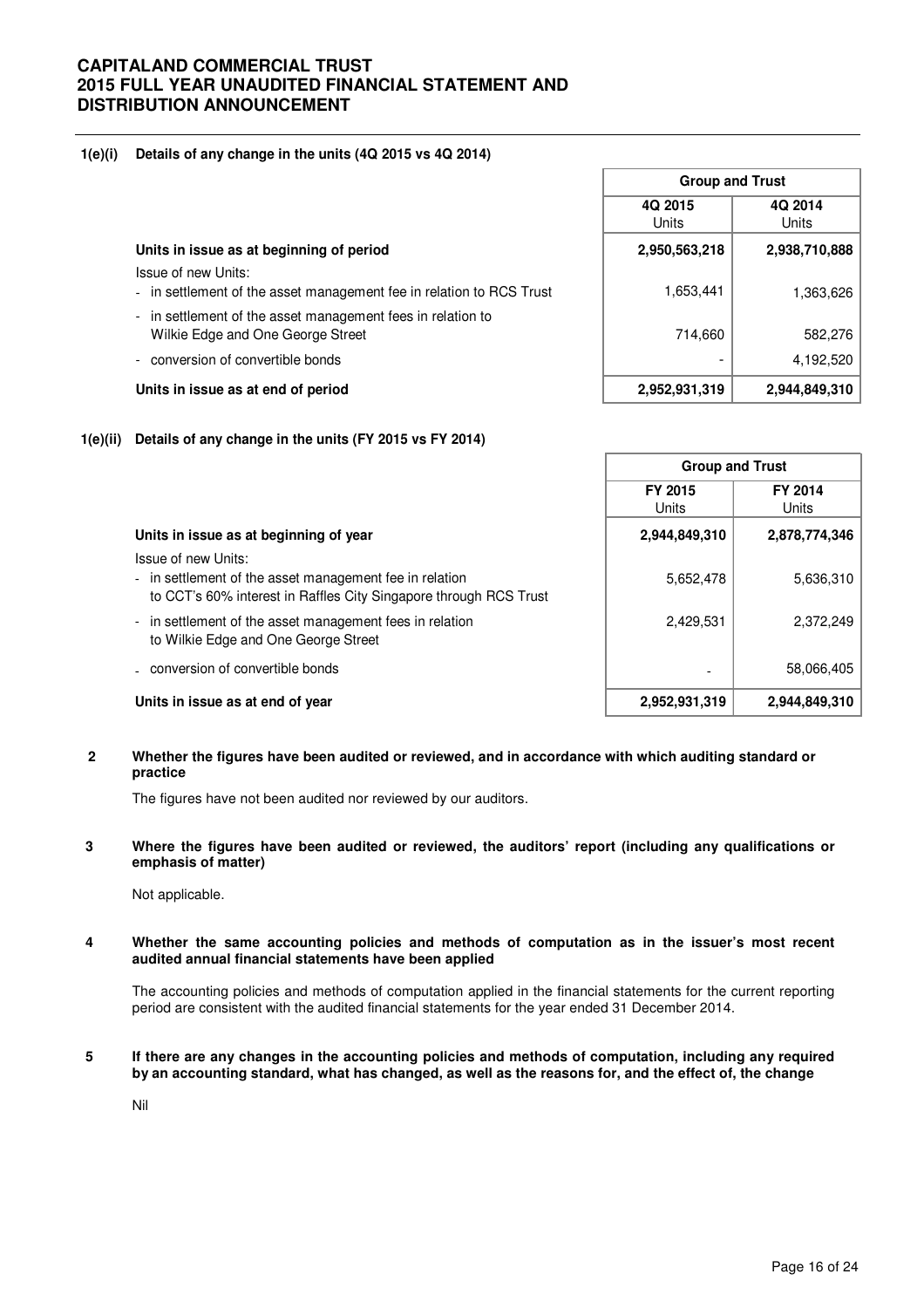**1(e)(i) Details of any change in the units (4Q 2015 vs 4Q 2014)**

| | Group and Trust | |
|---|---|---|
| | 4Q 2015 Units | 4Q 2014 Units |
| **Units in issue as at beginning of period** | **2,950,563,218** | **2,938,710,888** |
| Issue of new Units: | | |
| - in settlement of the asset management fee in relation to RCS Trust | 1,653,441 | 1,363,626 |
| - in settlement of the asset management fees in relation to Wilkie Edge and One George Street | 714,660 | 582,276 |
| - conversion of convertible bonds | - | 4,192,520 |
| **Units in issue as at end of period** | **2,952,931,319** | **2,944,849,310** |

**1(e)(ii) Details of any change in the units (FY 2015 vs FY 2014)**

| | Group and Trust | |
|---|---|---|
| | FY 2015 Units | FY 2014 Units |
| **Units in issue as at beginning of year** | **2,944,849,310** | **2,878,774,346** |
| Issue of new Units: | | |
| - in settlement of the asset management fee in relation to CCT's 60% interest in Raffles City Singapore through RCS Trust | 5,652,478 | 5,636,310 |
| - in settlement of the asset management fees in relation to Wilkie Edge and One George Street | 2,429,531 | 2,372,249 |
| - conversion of convertible bonds | - | 58,066,405 |
| **Units in issue as at end of year** | **2,952,931,319** | **2,944,849,310** |

**2 Whether the figures have been audited or reviewed, and in accordance with which auditing standard or practice**

The figures have not been audited nor reviewed by our auditors.

**3 Where the figures have been audited or reviewed, the auditors' report (including any qualifications or emphasis of matter)**

Not applicable.

**4 Whether the same accounting policies and methods of computation as in the issuer's most recent audited annual financial statements have been applied**

The accounting policies and methods of computation applied in the financial statements for the current reporting period are consistent with the audited financial statements for the year ended 31 December 2014.

**5 If there are any changes in the accounting policies and methods of computation, including any required by an accounting standard, what has changed, as well as the reasons for, and the effect of, the change**

Nil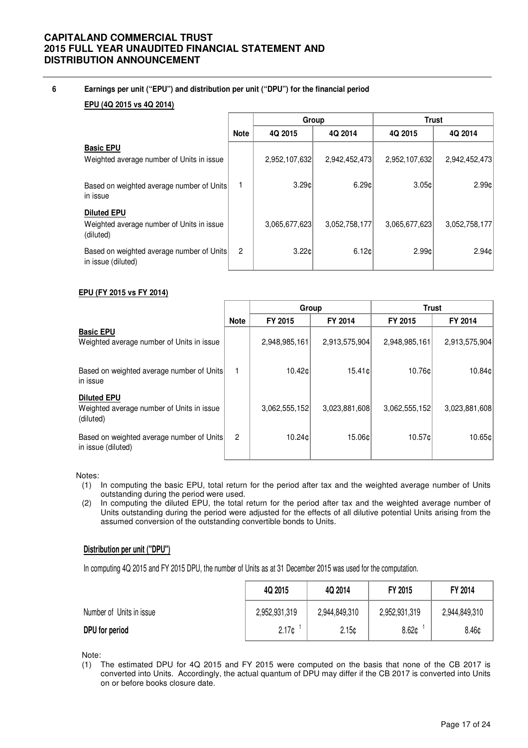## 6 Earnings per unit ("EPU") and distribution per unit ("DPU") for the financial period

**EPU (4Q 2015 vs 4Q 2014)**

| | Note | Group | | Trust | |
|---|---|---|---|---|---|
| | | 4Q 2015 | 4Q 2014 | 4Q 2015 | 4Q 2014 |
| **Basic EPU** | | | | | |
| Weighted average number of Units in issue | | 2,952,107,632 | 2,942,452,473 | 2,952,107,632 | 2,942,452,473 |
| Based on weighted average number of Units in issue | 1 | 3.29¢ | 6.29¢ | 3.05¢ | 2.99¢ |
| **Diluted EPU** | | | | | |
| Weighted average number of Units in issue (diluted) | | 3,065,677,623 | 3,052,758,177 | 3,065,677,623 | 3,052,758,177 |
| Based on weighted average number of Units in issue (diluted) | 2 | 3.22¢ | 6.12¢ | 2.99¢ | 2.94¢ |

**EPU (FY 2015 vs FY 2014)**

| | Note | Group | | Trust | |
|---|---|---|---|---|---|
| | | FY 2015 | FY 2014 | FY 2015 | FY 2014 |
| **Basic EPU** | | | | | |
| Weighted average number of Units in issue | | 2,948,985,161 | 2,913,575,904 | 2,948,985,161 | 2,913,575,904 |
| Based on weighted average number of Units in issue | 1 | 10.42¢ | 15.41¢ | 10.76¢ | 10.84¢ |
| **Diluted EPU** | | | | | |
| Weighted average number of Units in issue (diluted) | | 3,062,555,152 | 3,023,881,608 | 3,062,555,152 | 3,023,881,608 |
| Based on weighted average number of Units in issue (diluted) | 2 | 10.24¢ | 15.06¢ | 10.57¢ | 10.65¢ |

Notes:

(1) In computing the basic EPU, total return for the period after tax and the weighted average number of Units outstanding during the period were used.

(2) In computing the diluted EPU, the total return for the period after tax and the weighted average number of Units outstanding during the period were adjusted for the effects of all dilutive potential Units arising from the assumed conversion of the outstanding convertible bonds to Units.

**Distribution per unit ("DPU")**

In computing 4Q 2015 and FY 2015 DPU, the number of Units as at 31 December 2015 was used for the computation.

| | 4Q 2015 | 4Q 2014 | FY 2015 | FY 2014 |
|---|---|---|---|---|
| Number of Units in issue | 2,952,931,319 | 2,944,849,310 | 2,952,931,319 | 2,944,849,310 |
| **DPU for period** | 2.17¢ [1] | 2.15¢ | 8.62¢ [1] | 8.46¢ |

Note:

(1) The estimated DPU for 4Q 2015 and FY 2015 were computed on the basis that none of the CB 2017 is converted into Units. Accordingly, the actual quantum of DPU may differ if the CB 2017 is converted into Units on or before books closure date.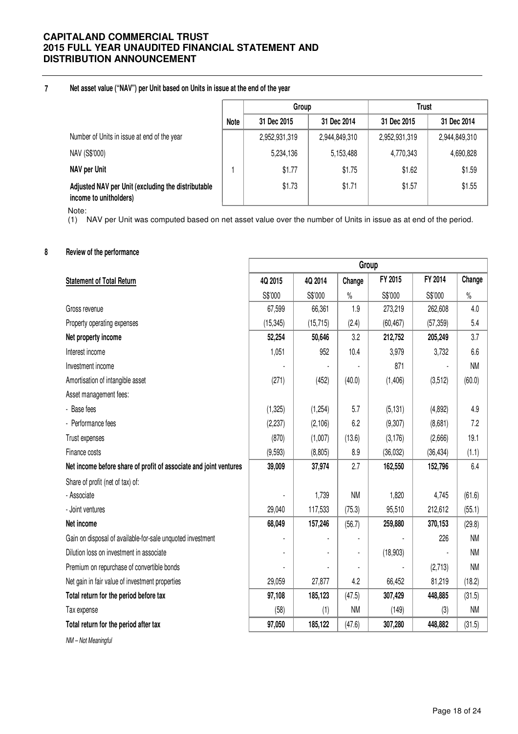## 7 Net asset value ("NAV") per Unit based on Units in issue at the end of the year

| | Note | Group | | Trust | |
|---|---|---|---|---|---|
| | | 31 Dec 2015 | 31 Dec 2014 | 31 Dec 2015 | 31 Dec 2014 |
| Number of Units in issue at end of the year | | 2,952,931,319 | 2,944,849,310 | 2,952,931,319 | 2,944,849,310 |
| NAV (S$'000) | | 5,234,136 | 5,153,488 | 4,770,343 | 4,690,828 |
| **NAV per Unit** | 1 | $1.77 | $1.75 | $1.62 | $1.59 |
| **Adjusted NAV per Unit (excluding the distributable income to unitholders)** | | $1.73 | $1.71 | $1.57 | $1.55 |

Note:
(1) NAV per Unit was computed based on net asset value over the number of Units in issue as at end of the period.

## 8 Review of the performance

| | Group | | | | | |
|---|---|---|---|---|---|---|
| **Statement of Total Return** | 4Q 2015 | 4Q 2014 | Change | FY 2015 | FY 2014 | Change |
| | S$'000 | S$'000 | % | S$'000 | S$'000 | % |
| Gross revenue | 67,599 | 66,361 | 1.9 | 273,219 | 262,608 | 4.0 |
| Property operating expenses | (15,345) | (15,715) | (2.4) | (60,467) | (57,359) | 5.4 |
| **Net property income** | **52,254** | **50,646** | 3.2 | **212,752** | **205,249** | 3.7 |
| Interest income | 1,051 | 952 | 10.4 | 3,979 | 3,732 | 6.6 |
| Investment income | - | - | - | 871 | - | NM |
| Amortisation of intangible asset | (271) | (452) | (40.0) | (1,406) | (3,512) | (60.0) |
| Asset management fees: | | | | | | |
| - Base fees | (1,325) | (1,254) | 5.7 | (5,131) | (4,892) | 4.9 |
| - Performance fees | (2,237) | (2,106) | 6.2 | (9,307) | (8,681) | 7.2 |
| Trust expenses | (870) | (1,007) | (13.6) | (3,176) | (2,666) | 19.1 |
| Finance costs | (9,593) | (8,805) | 8.9 | (36,032) | (36,434) | (1.1) |
| **Net income before share of profit of associate and joint ventures** | **39,009** | **37,974** | 2.7 | **162,550** | **152,796** | 6.4 |
| Share of profit (net of tax) of: | | | | | | |
| - Associate | - | 1,739 | NM | 1,820 | 4,745 | (61.6) |
| - Joint ventures | 29,040 | 117,533 | (75.3) | 95,510 | 212,612 | (55.1) |
| **Net income** | **68,049** | **157,246** | (56.7) | **259,880** | **370,153** | (29.8) |
| Gain on disposal of available-for-sale unquoted investment | - | - | - | - | 226 | NM |
| Dilution loss on investment in associate | - | - | - | (18,903) | - | NM |
| Premium on repurchase of convertible bonds | - | - | - | - | (2,713) | NM |
| Net gain in fair value of investment properties | 29,059 | 27,877 | 4.2 | 66,452 | 81,219 | (18.2) |
| **Total return for the period before tax** | **97,108** | **185,123** | (47.5) | **307,429** | **448,885** | (31.5) |
| Tax expense | (58) | (1) | NM | (149) | (3) | NM |
| **Total return for the period after tax** | **97,050** | **185,122** | (47.6) | **307,280** | **448,882** | (31.5) |

*NM – Not Meaningful*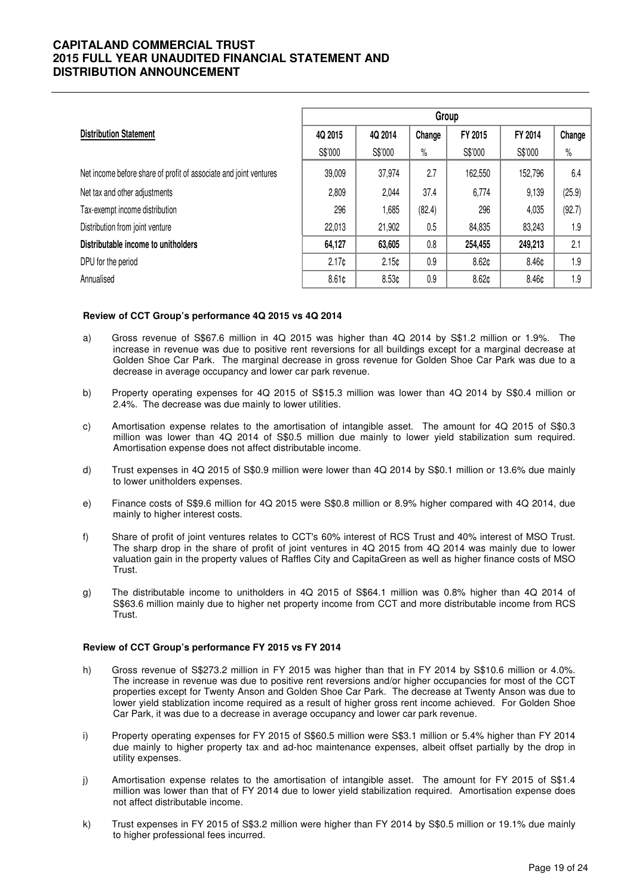| Distribution Statement | Group | | | | | |
|---|---|---|---|---|---|---|
| | 4Q 2015 | 4Q 2014 | Change | FY 2015 | FY 2014 | Change |
| | S$'000 | S$'000 | % | S$'000 | S$'000 | % |
| Net income before share of profit of associate and joint ventures | 39,009 | 37,974 | 2.7 | 162,550 | 152,796 | 6.4 |
| Net tax and other adjustments | 2,809 | 2,044 | 37.4 | 6,774 | 9,139 | (25.9) |
| Tax-exempt income distribution | 296 | 1,685 | (82.4) | 296 | 4,035 | (92.7) |
| Distribution from joint venture | 22,013 | 21,902 | 0.5 | 84,835 | 83,243 | 1.9 |
| **Distributable income to unitholders** | **64,127** | **63,605** | **0.8** | **254,455** | **249,213** | **2.1** |
| DPU for the period | 2.17¢ | 2.15¢ | 0.9 | 8.62¢ | 8.46¢ | 1.9 |
| Annualised | 8.61¢ | 8.53¢ | 0.9 | 8.62¢ | 8.46¢ | 1.9 |

**Review of CCT Group's performance 4Q 2015 vs 4Q 2014**

a) Gross revenue of S$67.6 million in 4Q 2015 was higher than 4Q 2014 by S$1.2 million or 1.9%. The increase in revenue was due to positive rent reversions for all buildings except for a marginal decrease at Golden Shoe Car Park. The marginal decrease in gross revenue for Golden Shoe Car Park was due to a decrease in average occupancy and lower car park revenue.

b) Property operating expenses for 4Q 2015 of S$15.3 million was lower than 4Q 2014 by S$0.4 million or 2.4%. The decrease was due mainly to lower utilities.

c) Amortisation expense relates to the amortisation of intangible asset. The amount for 4Q 2015 of S$0.3 million was lower than 4Q 2014 of S$0.5 million due mainly to lower yield stabilization sum required. Amortisation expense does not affect distributable income.

d) Trust expenses in 4Q 2015 of S$0.9 million were lower than 4Q 2014 by S$0.1 million or 13.6% due mainly to lower unitholders expenses.

e) Finance costs of S$9.6 million for 4Q 2015 were S$0.8 million or 8.9% higher compared with 4Q 2014, due mainly to higher interest costs.

f) Share of profit of joint ventures relates to CCT's 60% interest of RCS Trust and 40% interest of MSO Trust. The sharp drop in the share of profit of joint ventures in 4Q 2015 from 4Q 2014 was mainly due to lower valuation gain in the property values of Raffles City and CapitaGreen as well as higher finance costs of MSO Trust.

g) The distributable income to unitholders in 4Q 2015 of S$64.1 million was 0.8% higher than 4Q 2014 of S$63.6 million mainly due to higher net property income from CCT and more distributable income from RCS Trust.

**Review of CCT Group's performance FY 2015 vs FY 2014**

h) Gross revenue of S$273.2 million in FY 2015 was higher than that in FY 2014 by S$10.6 million or 4.0%. The increase in revenue was due to positive rent reversions and/or higher occupancies for most of the CCT properties except for Twenty Anson and Golden Shoe Car Park. The decrease at Twenty Anson was due to lower yield stablization income required as a result of higher gross rent income achieved. For Golden Shoe Car Park, it was due to a decrease in average occupancy and lower car park revenue.

i) Property operating expenses for FY 2015 of S$60.5 million were S$3.1 million or 5.4% higher than FY 2014 due mainly to higher property tax and ad-hoc maintenance expenses, albeit offset partially by the drop in utility expenses.

j) Amortisation expense relates to the amortisation of intangible asset. The amount for FY 2015 of S$1.4 million was lower than that of FY 2014 due to lower yield stabilization required. Amortisation expense does not affect distributable income.

k) Trust expenses in FY 2015 of S$3.2 million were higher than FY 2014 by S$0.5 million or 19.1% due mainly to higher professional fees incurred.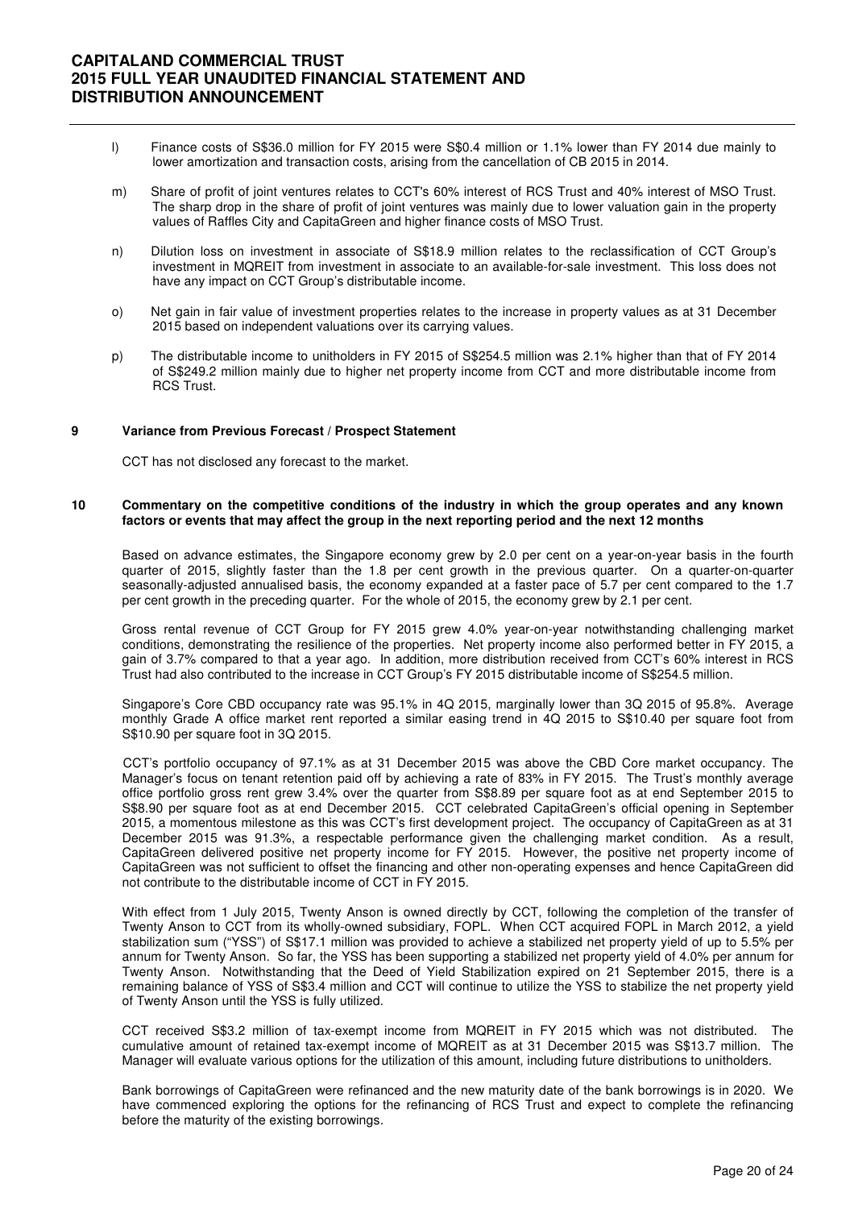l) Finance costs of S$36.0 million for FY 2015 were S$0.4 million or 1.1% lower than FY 2014 due mainly to lower amortization and transaction costs, arising from the cancellation of CB 2015 in 2014.

m) Share of profit of joint ventures relates to CCT's 60% interest of RCS Trust and 40% interest of MSO Trust. The sharp drop in the share of profit of joint ventures was mainly due to lower valuation gain in the property values of Raffles City and CapitaGreen and higher finance costs of MSO Trust.

n) Dilution loss on investment in associate of S$18.9 million relates to the reclassification of CCT Group's investment in MQREIT from investment in associate to an available-for-sale investment. This loss does not have any impact on CCT Group's distributable income.

o) Net gain in fair value of investment properties relates to the increase in property values as at 31 December 2015 based on independent valuations over its carrying values.

p) The distributable income to unitholders in FY 2015 of S$254.5 million was 2.1% higher than that of FY 2014 of S$249.2 million mainly due to higher net property income from CCT and more distributable income from RCS Trust.

## 9 Variance from Previous Forecast / Prospect Statement

CCT has not disclosed any forecast to the market.

## 10 Commentary on the competitive conditions of the industry in which the group operates and any known factors or events that may affect the group in the next reporting period and the next 12 months

Based on advance estimates, the Singapore economy grew by 2.0 per cent on a year-on-year basis in the fourth quarter of 2015, slightly faster than the 1.8 per cent growth in the previous quarter. On a quarter-on-quarter seasonally-adjusted annualised basis, the economy expanded at a faster pace of 5.7 per cent compared to the 1.7 per cent growth in the preceding quarter. For the whole of 2015, the economy grew by 2.1 per cent.

Gross rental revenue of CCT Group for FY 2015 grew 4.0% year-on-year notwithstanding challenging market conditions, demonstrating the resilience of the properties. Net property income also performed better in FY 2015, a gain of 3.7% compared to that a year ago. In addition, more distribution received from CCT's 60% interest in RCS Trust had also contributed to the increase in CCT Group's FY 2015 distributable income of S$254.5 million.

Singapore's Core CBD occupancy rate was 95.1% in 4Q 2015, marginally lower than 3Q 2015 of 95.8%. Average monthly Grade A office market rent reported a similar easing trend in 4Q 2015 to S$10.40 per square foot from S$10.90 per square foot in 3Q 2015.

CCT's portfolio occupancy of 97.1% as at 31 December 2015 was above the CBD Core market occupancy. The Manager's focus on tenant retention paid off by achieving a rate of 83% in FY 2015. The Trust's monthly average office portfolio gross rent grew 3.4% over the quarter from S$8.89 per square foot as at end September 2015 to S$8.90 per square foot as at end December 2015. CCT celebrated CapitaGreen's official opening in September 2015, a momentous milestone as this was CCT's first development project. The occupancy of CapitaGreen as at 31 December 2015 was 91.3%, a respectable performance given the challenging market condition. As a result, CapitaGreen delivered positive net property income for FY 2015. However, the positive net property income of CapitaGreen was not sufficient to offset the financing and other non-operating expenses and hence CapitaGreen did not contribute to the distributable income of CCT in FY 2015.

With effect from 1 July 2015, Twenty Anson is owned directly by CCT, following the completion of the transfer of Twenty Anson to CCT from its wholly-owned subsidiary, FOPL. When CCT acquired FOPL in March 2012, a yield stabilization sum ("YSS") of S$17.1 million was provided to achieve a stabilized net property yield of up to 5.5% per annum for Twenty Anson. So far, the YSS has been supporting a stabilized net property yield of 4.0% per annum for Twenty Anson. Notwithstanding that the Deed of Yield Stabilization expired on 21 September 2015, there is a remaining balance of YSS of S$3.4 million and CCT will continue to utilize the YSS to stabilize the net property yield of Twenty Anson until the YSS is fully utilized.

CCT received S$3.2 million of tax-exempt income from MQREIT in FY 2015 which was not distributed. The cumulative amount of retained tax-exempt income of MQREIT as at 31 December 2015 was S$13.7 million. The Manager will evaluate various options for the utilization of this amount, including future distributions to unitholders.

Bank borrowings of CapitaGreen were refinanced and the new maturity date of the bank borrowings is in 2020. We have commenced exploring the options for the refinancing of RCS Trust and expect to complete the refinancing before the maturity of the existing borrowings.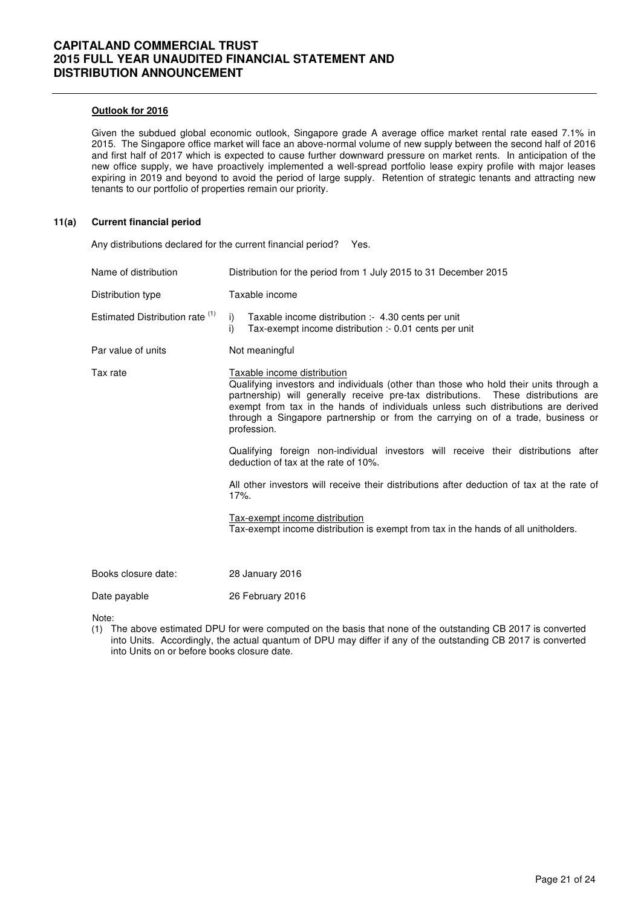**Outlook for 2016**

Given the subdued global economic outlook, Singapore grade A average office market rental rate eased 7.1% in 2015. The Singapore office market will face an above-normal volume of new supply between the second half of 2016 and first half of 2017 which is expected to cause further downward pressure on market rents. In anticipation of the new office supply, we have proactively implemented a well-spread portfolio lease expiry profile with major leases expiring in 2019 and beyond to avoid the period of large supply. Retention of strategic tenants and attracting new tenants to our portfolio of properties remain our priority.

## 11(a) Current financial period

Any distributions declared for the current financial period? Yes.

| | |
|---|---|
| Name of distribution | Distribution for the period from 1 July 2015 to 31 December 2015 |
| Distribution type | Taxable income |
| Estimated Distribution rate [1] | i) Taxable income distribution :- 4.30 cents per unit<br>i) Tax-exempt income distribution :- 0.01 cents per unit |
| Par value of units | Not meaningful |
| Tax rate | Taxable income distribution<br>Qualifying investors and individuals (other than those who hold their units through a partnership) will generally receive pre-tax distributions. These distributions are exempt from tax in the hands of individuals unless such distributions are derived through a Singapore partnership or from the carrying on of a trade, business or profession.<br><br>Qualifying foreign non-individual investors will receive their distributions after deduction of tax at the rate of 10%.<br><br>All other investors will receive their distributions after deduction of tax at the rate of 17%.<br><br>Tax-exempt income distribution<br>Tax-exempt income distribution is exempt from tax in the hands of all unitholders. |
| Books closure date: | 28 January 2016 |
| Date payable | 26 February 2016 |

Note:

(1) The above estimated DPU for were computed on the basis that none of the outstanding CB 2017 is converted into Units. Accordingly, the actual quantum of DPU may differ if any of the outstanding CB 2017 is converted into Units on or before books closure date.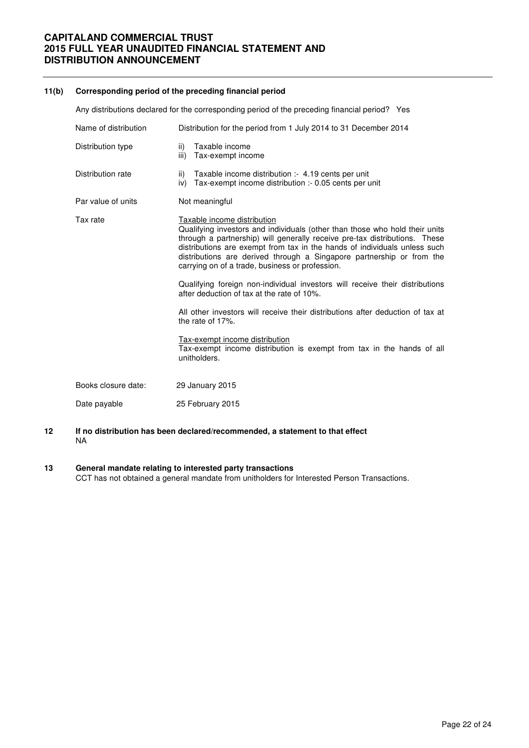### 11(b) Corresponding period of the preceding financial period

Any distributions declared for the corresponding period of the preceding financial period? Yes

| | |
|---|---|
| Name of distribution | Distribution for the period from 1 July 2014 to 31 December 2014 |
| Distribution type | ii) Taxable income<br>iii) Tax-exempt income |
| Distribution rate | ii) Taxable income distribution :- 4.19 cents per unit<br>iv) Tax-exempt income distribution :- 0.05 cents per unit |
| Par value of units | Not meaningful |
| Tax rate | Taxable income distribution<br>Qualifying investors and individuals (other than those who hold their units through a partnership) will generally receive pre-tax distributions. These distributions are exempt from tax in the hands of individuals unless such distributions are derived through a Singapore partnership or from the carrying on of a trade, business or profession.<br><br>Qualifying foreign non-individual investors will receive their distributions after deduction of tax at the rate of 10%.<br><br>All other investors will receive their distributions after deduction of tax at the rate of 17%.<br><br>Tax-exempt income distribution<br>Tax-exempt income distribution is exempt from tax in the hands of all unitholders. |
| Books closure date: | 29 January 2015 |
| Date payable | 25 February 2015 |

### 12 If no distribution has been declared/recommended, a statement to that effect

NA

### 13 General mandate relating to interested party transactions

CCT has not obtained a general mandate from unitholders for Interested Person Transactions.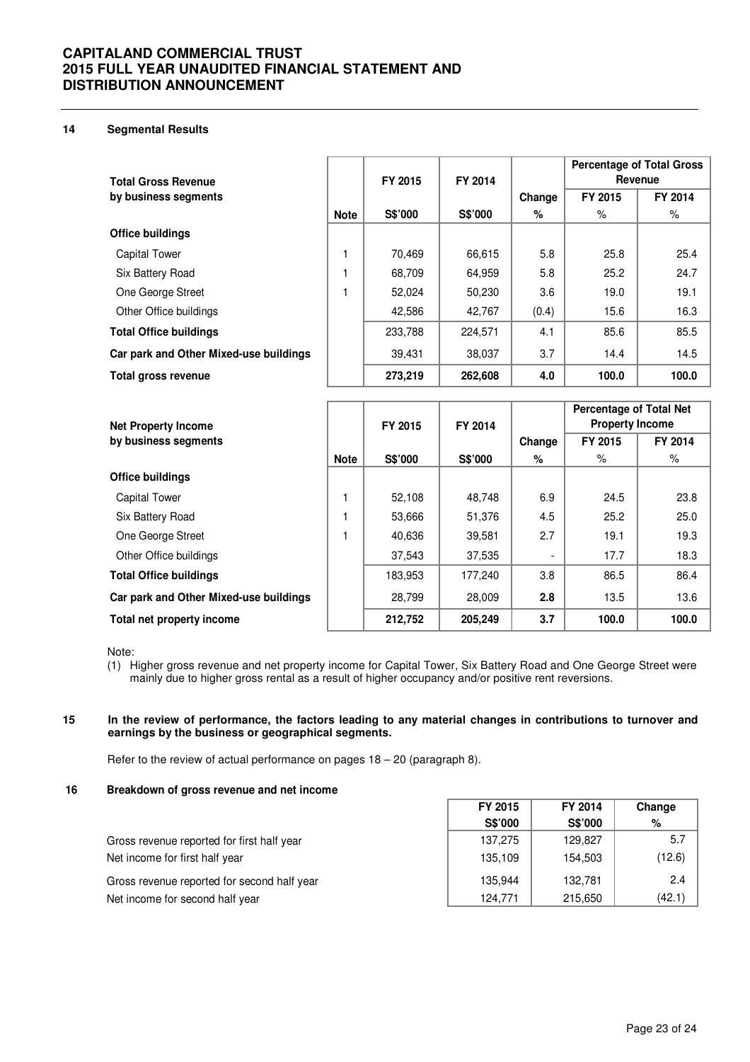## 14 Segmental Results

| Total Gross Revenue by business segments | Note | FY 2015 S$'000 | FY 2014 S$'000 | Change % | Percentage of Total Gross Revenue FY 2015 % | FY 2014 % |
|---|---|---|---|---|---|---|
| **Office buildings** | | | | | | |
| Capital Tower | 1 | 70,469 | 66,615 | 5.8 | 25.8 | 25.4 |
| Six Battery Road | 1 | 68,709 | 64,959 | 5.8 | 25.2 | 24.7 |
| One George Street | 1 | 52,024 | 50,230 | 3.6 | 19.0 | 19.1 |
| Other Office buildings | | 42,586 | 42,767 | (0.4) | 15.6 | 16.3 |
| **Total Office buildings** | | 233,788 | 224,571 | 4.1 | 85.6 | 85.5 |
| **Car park and Other Mixed-use buildings** | | 39,431 | 38,037 | 3.7 | 14.4 | 14.5 |
| **Total gross revenue** | | **273,219** | **262,608** | **4.0** | **100.0** | **100.0** |

| Net Property Income by business segments | Note | FY 2015 S$'000 | FY 2014 S$'000 | Change % | Percentage of Total Net Property Income FY 2015 % | FY 2014 % |
|---|---|---|---|---|---|---|
| **Office buildings** | | | | | | |
| Capital Tower | 1 | 52,108 | 48,748 | 6.9 | 24.5 | 23.8 |
| Six Battery Road | 1 | 53,666 | 51,376 | 4.5 | 25.2 | 25.0 |
| One George Street | 1 | 40,636 | 39,581 | 2.7 | 19.1 | 19.3 |
| Other Office buildings | | 37,543 | 37,535 | - | 17.7 | 18.3 |
| **Total Office buildings** | | 183,953 | 177,240 | 3.8 | 86.5 | 86.4 |
| **Car park and Other Mixed-use buildings** | | 28,799 | 28,009 | **2.8** | 13.5 | 13.6 |
| **Total net property income** | | **212,752** | **205,249** | **3.7** | **100.0** | **100.0** |

Note:

(1) Higher gross revenue and net property income for Capital Tower, Six Battery Road and One George Street were mainly due to higher gross rental as a result of higher occupancy and/or positive rent reversions.

## 15 In the review of performance, the factors leading to any material changes in contributions to turnover and earnings by the business or geographical segments.

Refer to the review of actual performance on pages 18 – 20 (paragraph 8).

## 16 Breakdown of gross revenue and net income

| | FY 2015 S$'000 | FY 2014 S$'000 | Change % |
|---|---|---|---|
| Gross revenue reported for first half year | 137,275 | 129,827 | 5.7 |
| Net income for first half year | 135,109 | 154,503 | (12.6) |
| Gross revenue reported for second half year | 135,944 | 132,781 | 2.4 |
| Net income for second half year | 124,771 | 215,650 | (42.1) |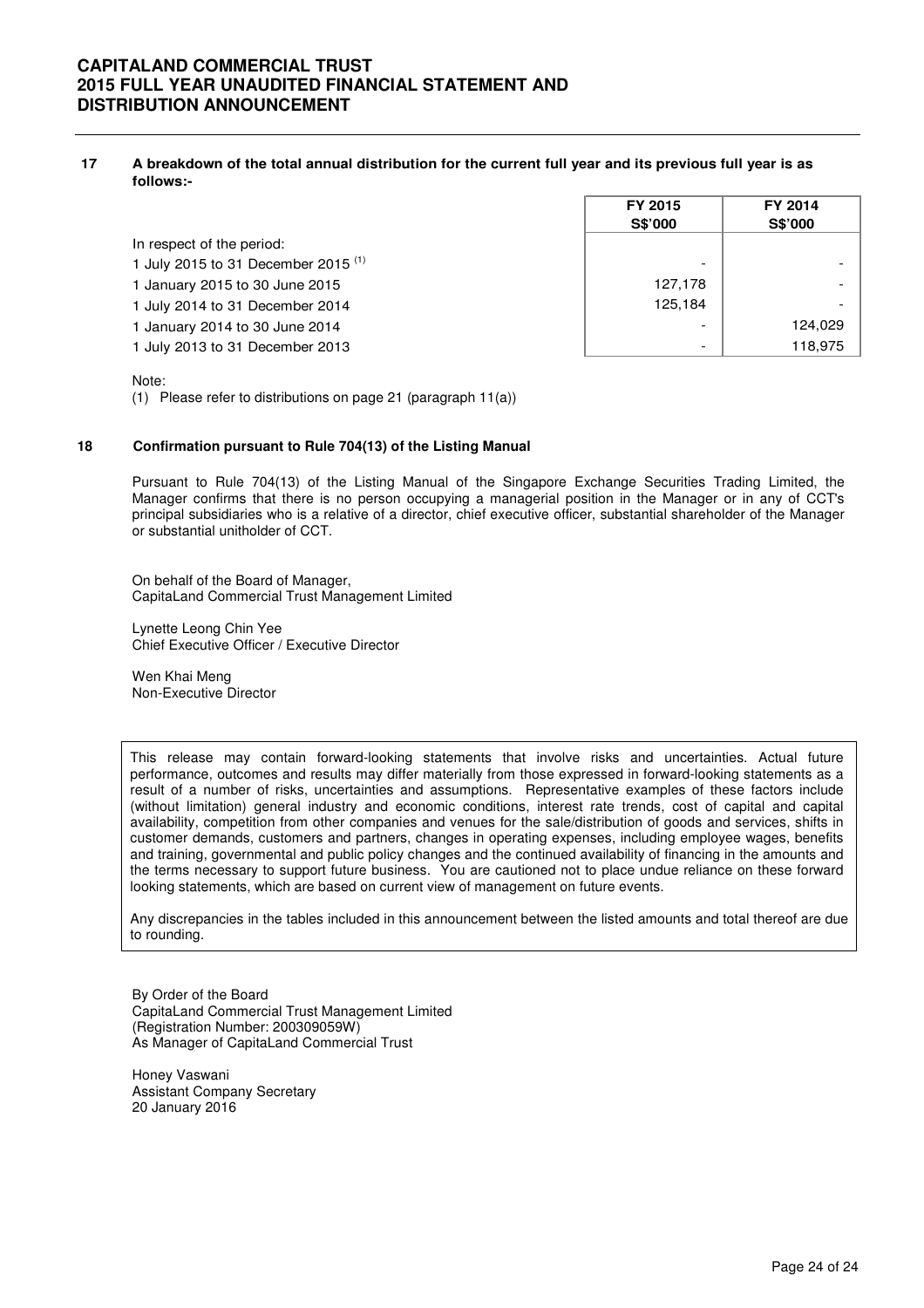## 17 A breakdown of the total annual distribution for the current full year and its previous full year is as follows:-

| | FY 2015 S$'000 | FY 2014 S$'000 |
|---|---|---|
| In respect of the period: | | |
| 1 July 2015 to 31 December 2015 [(1)] | - | - |
| 1 January 2015 to 30 June 2015 | 127,178 | - |
| 1 July 2014 to 31 December 2014 | 125,184 | - |
| 1 January 2014 to 30 June 2014 | - | 124,029 |
| 1 July 2013 to 31 December 2013 | - | 118,975 |

Note:

(1) Please refer to distributions on page 21 (paragraph 11(a))

## 18 Confirmation pursuant to Rule 704(13) of the Listing Manual

Pursuant to Rule 704(13) of the Listing Manual of the Singapore Exchange Securities Trading Limited, the Manager confirms that there is no person occupying a managerial position in the Manager or in any of CCT's principal subsidiaries who is a relative of a director, chief executive officer, substantial shareholder of the Manager or substantial unitholder of CCT.

On behalf of the Board of Manager,
CapitaLand Commercial Trust Management Limited

Lynette Leong Chin Yee
Chief Executive Officer / Executive Director

Wen Khai Meng
Non-Executive Director

This release may contain forward-looking statements that involve risks and uncertainties. Actual future performance, outcomes and results may differ materially from those expressed in forward-looking statements as a result of a number of risks, uncertainties and assumptions. Representative examples of these factors include (without limitation) general industry and economic conditions, interest rate trends, cost of capital and capital availability, competition from other companies and venues for the sale/distribution of goods and services, shifts in customer demands, customers and partners, changes in operating expenses, including employee wages, benefits and training, governmental and public policy changes and the continued availability of financing in the amounts and the terms necessary to support future business. You are cautioned not to place undue reliance on these forward looking statements, which are based on current view of management on future events.

Any discrepancies in the tables included in this announcement between the listed amounts and total thereof are due to rounding.

By Order of the Board
CapitaLand Commercial Trust Management Limited
(Registration Number: 200309059W)
As Manager of CapitaLand Commercial Trust

Honey Vaswani
Assistant Company Secretary
20 January 2016